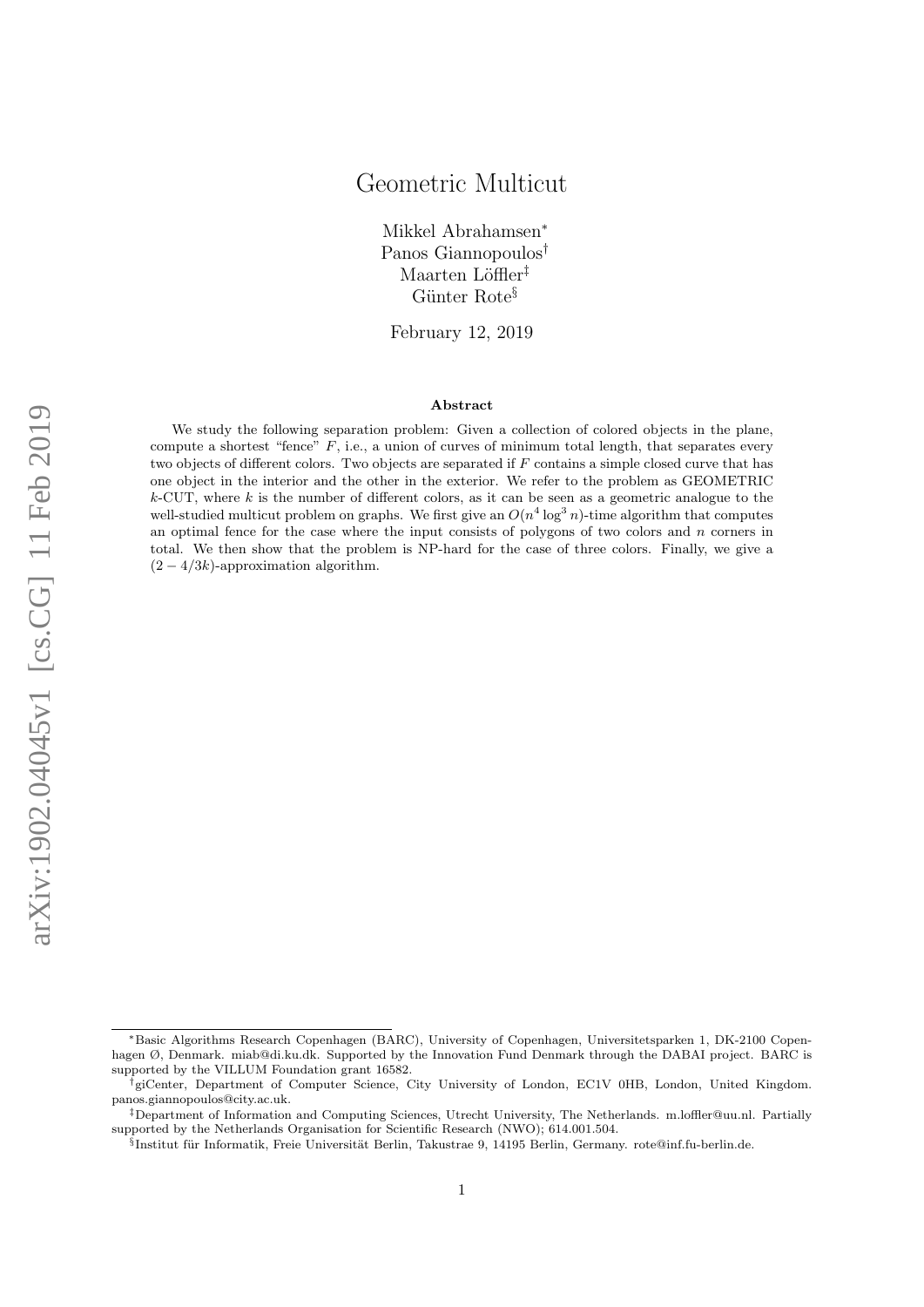# Geometric Multicut

Mikkel Abrahamsen[*]
Panos Giannopoulos[†]
Maarten Löffler[‡]
Günter Rote[§]

February 12, 2019

## Abstract

We study the following separation problem: Given a collection of colored objects in the plane, compute a shortest "fence" $F$, i.e., a union of curves of minimum total length, that separates every two objects of different colors. Two objects are separated if $F$ contains a simple closed curve that has one object in the interior and the other in the exterior. We refer to the problem as GEOMETRIC $k$-CUT, where $k$ is the number of different colors, as it can be seen as a geometric analogue to the well-studied multicut problem on graphs. We first give an $O(n^4 \log^3 n)$-time algorithm that computes an optimal fence for the case where the input consists of polygons of two colors and $n$ corners in total. We then show that the problem is NP-hard for the case of three colors. Finally, we give a $(2 - 4/3k)$-approximation algorithm.

---

[*]Basic Algorithms Research Copenhagen (BARC), University of Copenhagen, Universitetsparken 1, DK-2100 Copenhagen Ø, Denmark. miab@di.ku.dk. Supported by the Innovation Fund Denmark through the DABAI project. BARC is supported by the VILLUM Foundation grant 16582.

[†]giCenter, Department of Computer Science, City University of London, EC1V 0HB, London, United Kingdom. panos.giannopoulos@city.ac.uk.

[‡]Department of Information and Computing Sciences, Utrecht University, The Netherlands. m.loffler@uu.nl. Partially supported by the Netherlands Organisation for Scientific Research (NWO); 614.001.504.

[§]Institut für Informatik, Freie Universität Berlin, Takustrae 9, 14195 Berlin, Germany. rote@inf.fu-berlin.de.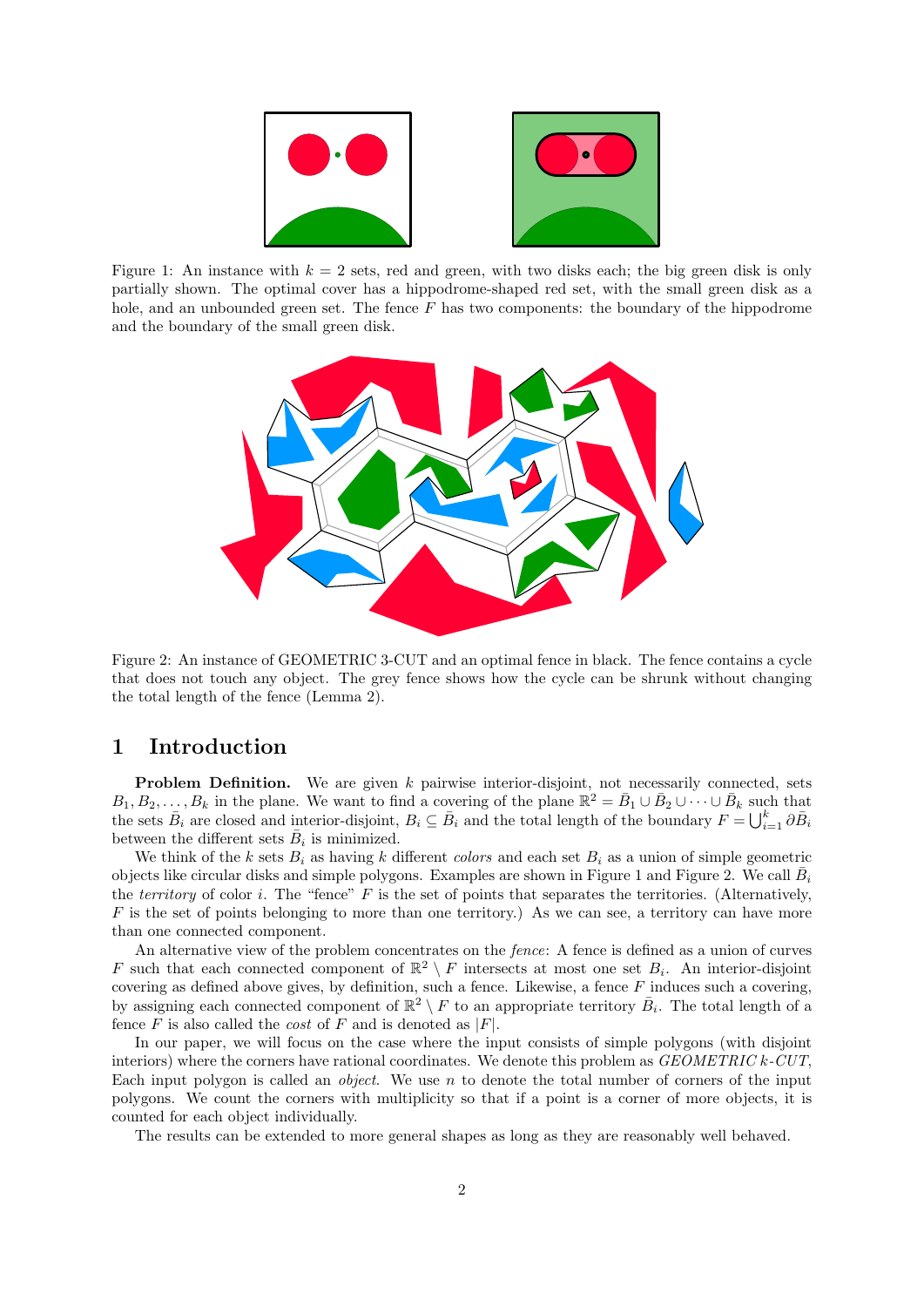Figure 1: An instance with $k = 2$ sets, red and green, with two disks each; the big green disk is only partially shown. The optimal cover has a hippodrome-shaped red set, with the small green disk as a hole, and an unbounded green set. The fence $F$ has two components: the boundary of the hippodrome and the boundary of the small green disk.

Figure 2: An instance of GEOMETRIC 3-CUT and an optimal fence in black. The fence contains a cycle that does not touch any object. The grey fence shows how the cycle can be shrunk without changing the total length of the fence (Lemma 2).

# 1 Introduction

**Problem Definition.** We are given $k$ pairwise interior-disjoint, not necessarily connected, sets $B_1, B_2, \ldots, B_k$ in the plane. We want to find a covering of the plane $\mathbb{R}^2 = \bar{B}_1 \cup \bar{B}_2 \cup \cdots \cup \bar{B}_k$ such that the sets $\bar{B}_i$ are closed and interior-disjoint, $B_i \subseteq \bar{B}_i$ and the total length of the boundary $F = \bigcup_{i=1}^{k} \partial \bar{B}_i$ between the different sets $\bar{B}_i$ is minimized.

We think of the $k$ sets $B_i$ as having $k$ different *colors* and each set $B_i$ as a union of simple geometric objects like circular disks and simple polygons. Examples are shown in Figure 1 and Figure 2. We call $\bar{B}_i$ the *territory* of color $i$. The "fence" $F$ is the set of points that separates the territories. (Alternatively, $F$ is the set of points belonging to more than one territory.) As we can see, a territory can have more than one connected component.

An alternative view of the problem concentrates on the *fence*: A fence is defined as a union of curves $F$ such that each connected component of $\mathbb{R}^2 \setminus F$ intersects at most one set $B_i$. An interior-disjoint covering as defined above gives, by definition, such a fence. Likewise, a fence $F$ induces such a covering, by assigning each connected component of $\mathbb{R}^2 \setminus F$ to an appropriate territory $\bar{B}_i$. The total length of a fence $F$ is also called the *cost* of $F$ and is denoted as $|F|$.

In our paper, we will focus on the case where the input consists of simple polygons (with disjoint interiors) where the corners have rational coordinates. We denote this problem as *GEOMETRIC k-CUT*, Each input polygon is called an *object*. We use $n$ to denote the total number of corners of the input polygons. We count the corners with multiplicity so that if a point is a corner of more objects, it is counted for each object individually.

The results can be extended to more general shapes as long as they are reasonably well behaved.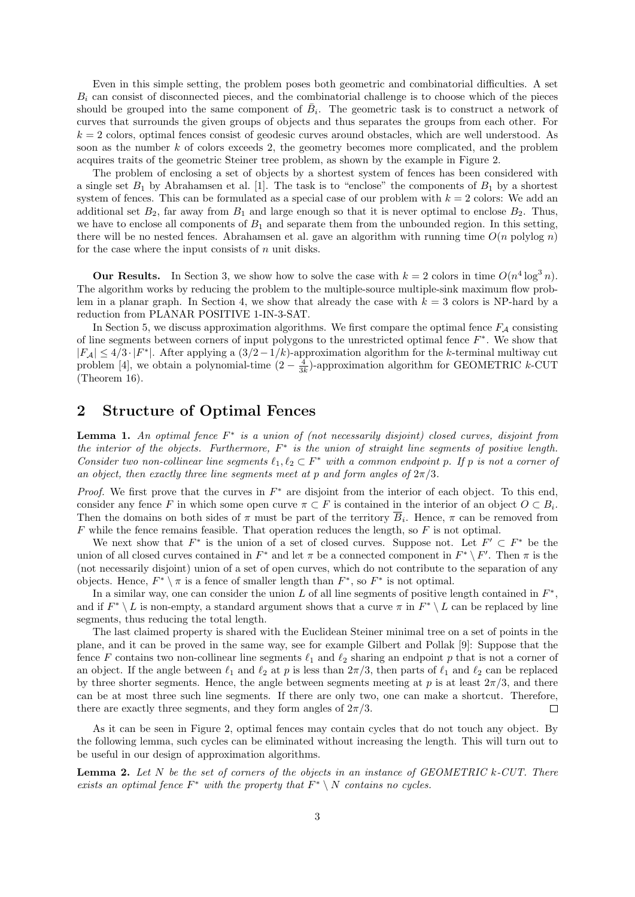Even in this simple setting, the problem poses both geometric and combinatorial difficulties. A set $B_i$ can consist of disconnected pieces, and the combinatorial challenge is to choose which of the pieces should be grouped into the same component of $\bar{B}_i$. The geometric task is to construct a network of curves that surrounds the given groups of objects and thus separates the groups from each other. For $k = 2$ colors, optimal fences consist of geodesic curves around obstacles, which are well understood. As soon as the number $k$ of colors exceeds 2, the geometry becomes more complicated, and the problem acquires traits of the geometric Steiner tree problem, as shown by the example in Figure 2.

The problem of enclosing a set of objects by a shortest system of fences has been considered with a single set $B_1$ by Abrahamsen et al. [1]. The task is to "enclose" the components of $B_1$ by a shortest system of fences. This can be formulated as a special case of our problem with $k = 2$ colors: We add an additional set $B_2$, far away from $B_1$ and large enough so that it is never optimal to enclose $B_2$. Thus, we have to enclose all components of $B_1$ and separate them from the unbounded region. In this setting, there will be no nested fences. Abrahamsen et al. gave an algorithm with running time $O(n \text{ polylog } n)$ for the case where the input consists of $n$ unit disks.

**Our Results.** In Section 3, we show how to solve the case with $k = 2$ colors in time $O(n^4 \log^3 n)$. The algorithm works by reducing the problem to the multiple-source multiple-sink maximum flow problem in a planar graph. In Section 4, we show that already the case with $k = 3$ colors is NP-hard by a reduction from PLANAR POSITIVE 1-IN-3-SAT.

In Section 5, we discuss approximation algorithms. We first compare the optimal fence $F_{\mathcal{A}}$ consisting of line segments between corners of input polygons to the unrestricted optimal fence $F^*$. We show that $|F_{\mathcal{A}}| \leq 4/3 \cdot |F^*|$. After applying a $(3/2 - 1/k)$-approximation algorithm for the $k$-terminal multiway cut problem [4], we obtain a polynomial-time $(2 - \frac{4}{3k})$-approximation algorithm for GEOMETRIC $k$-CUT (Theorem 16).

## 2 Structure of Optimal Fences

**Lemma 1.** *An optimal fence $F^*$ is a union of (not necessarily disjoint) closed curves, disjoint from the interior of the objects. Furthermore, $F^*$ is the union of straight line segments of positive length. Consider two non-collinear line segments $\ell_1, \ell_2 \subset F^*$ with a common endpoint $p$. If $p$ is not a corner of an object, then exactly three line segments meet at $p$ and form angles of $2\pi/3$.*

*Proof.* We first prove that the curves in $F^*$ are disjoint from the interior of each object. To this end, consider any fence $F$ in which some open curve $\pi \subset F$ is contained in the interior of an object $O \subset B_i$. Then the domains on both sides of $\pi$ must be part of the territory $\overline{B}_i$. Hence, $\pi$ can be removed from $F$ while the fence remains feasible. That operation reduces the length, so $F$ is not optimal.

We next show that $F^*$ is the union of a set of closed curves. Suppose not. Let $F' \subset F^*$ be the union of all closed curves contained in $F^*$ and let $\pi$ be a connected component in $F^* \setminus F'$. Then $\pi$ is the (not necessarily disjoint) union of a set of open curves, which do not contribute to the separation of any objects. Hence, $F^* \setminus \pi$ is a fence of smaller length than $F^*$, so $F^*$ is not optimal.

In a similar way, one can consider the union $L$ of all line segments of positive length contained in $F^*$, and if $F^* \setminus L$ is non-empty, a standard argument shows that a curve $\pi$ in $F^* \setminus L$ can be replaced by line segments, thus reducing the total length.

The last claimed property is shared with the Euclidean Steiner minimal tree on a set of points in the plane, and it can be proved in the same way, see for example Gilbert and Pollak [9]: Suppose that the fence $F$ contains two non-collinear line segments $\ell_1$ and $\ell_2$ sharing an endpoint $p$ that is not a corner of an object. If the angle between $\ell_1$ and $\ell_2$ at $p$ is less than $2\pi/3$, then parts of $\ell_1$ and $\ell_2$ can be replaced by three shorter segments. Hence, the angle between segments meeting at $p$ is at least $2\pi/3$, and there can be at most three such line segments. If there are only two, one can make a shortcut. Therefore, there are exactly three segments, and they form angles of $2\pi/3$. $\square$

As it can be seen in Figure 2, optimal fences may contain cycles that do not touch any object. By the following lemma, such cycles can be eliminated without increasing the length. This will turn out to be useful in our design of approximation algorithms.

**Lemma 2.** *Let $N$ be the set of corners of the objects in an instance of GEOMETRIC $k$-CUT. There exists an optimal fence $F^*$ with the property that $F^* \setminus N$ contains no cycles.*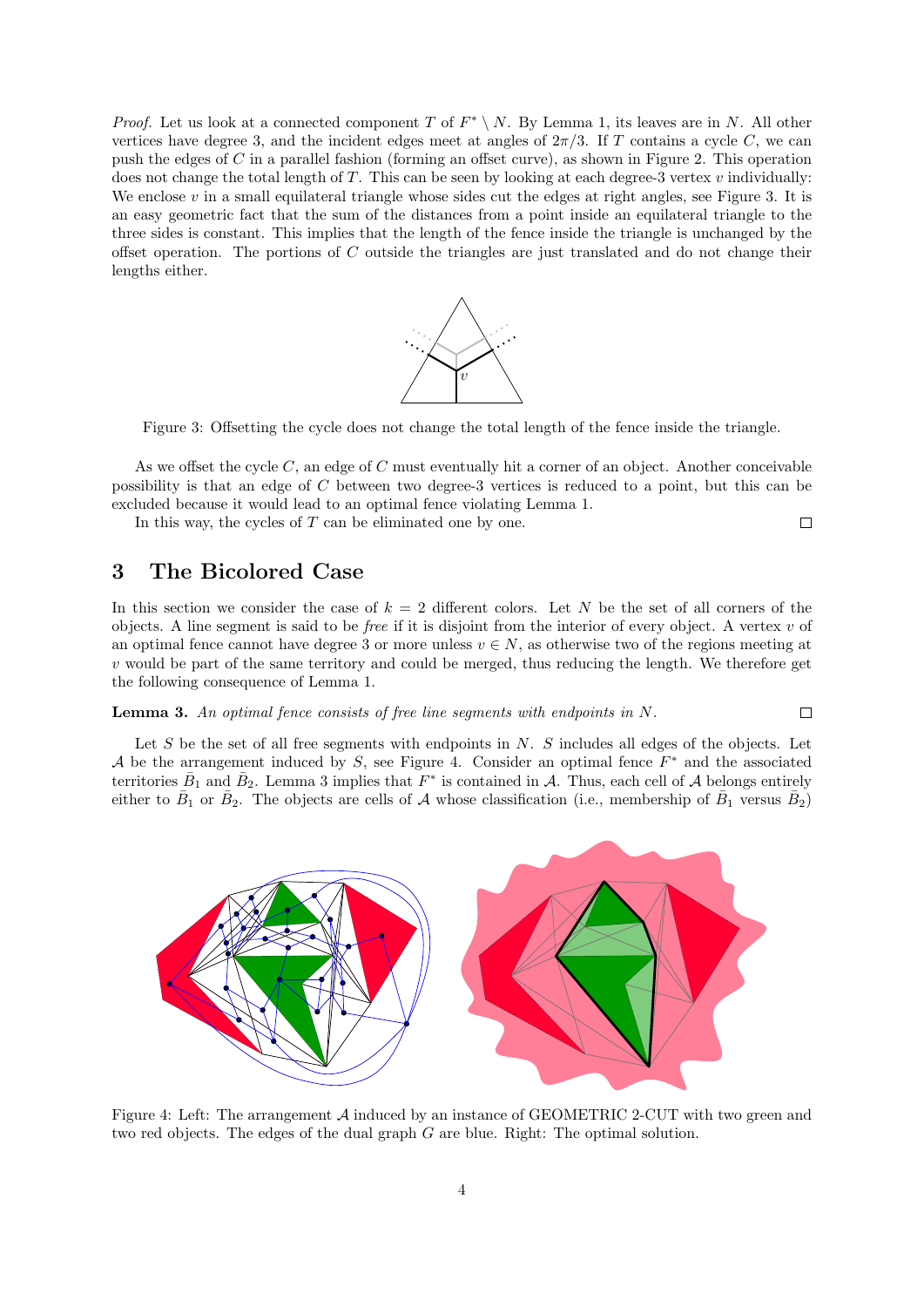*Proof.* Let us look at a connected component $T$ of $F^* \setminus N$. By Lemma 1, its leaves are in $N$. All other vertices have degree 3, and the incident edges meet at angles of $2\pi/3$. If $T$ contains a cycle $C$, we can push the edges of $C$ in a parallel fashion (forming an offset curve), as shown in Figure 2. This operation does not change the total length of $T$. This can be seen by looking at each degree-3 vertex $v$ individually: We enclose $v$ in a small equilateral triangle whose sides cut the edges at right angles, see Figure 3. It is an easy geometric fact that the sum of the distances from a point inside an equilateral triangle to the three sides is constant. This implies that the length of the fence inside the triangle is unchanged by the offset operation. The portions of $C$ outside the triangles are just translated and do not change their lengths either.

Figure 3: Offsetting the cycle does not change the total length of the fence inside the triangle.

As we offset the cycle $C$, an edge of $C$ must eventually hit a corner of an object. Another conceivable possibility is that an edge of $C$ between two degree-3 vertices is reduced to a point, but this can be excluded because it would lead to an optimal fence violating Lemma 1.

In this way, the cycles of $T$ can be eliminated one by one. □

## 3 The Bicolored Case

In this section we consider the case of $k = 2$ different colors. Let $N$ be the set of all corners of the objects. A line segment is said to be *free* if it is disjoint from the interior of every object. A vertex $v$ of an optimal fence cannot have degree 3 or more unless $v \in N$, as otherwise two of the regions meeting at $v$ would be part of the same territory and could be merged, thus reducing the length. We therefore get the following consequence of Lemma 1.

**Lemma 3.** *An optimal fence consists of free line segments with endpoints in $N$.* □

Let $S$ be the set of all free segments with endpoints in $N$. $S$ includes all edges of the objects. Let $\mathcal{A}$ be the arrangement induced by $S$, see Figure 4. Consider an optimal fence $F^*$ and the associated territories $\bar{B}_1$ and $\bar{B}_2$. Lemma 3 implies that $F^*$ is contained in $\mathcal{A}$. Thus, each cell of $\mathcal{A}$ belongs entirely either to $\bar{B}_1$ or $\bar{B}_2$. The objects are cells of $\mathcal{A}$ whose classification (i.e., membership of $\bar{B}_1$ versus $\bar{B}_2$)

Figure 4: Left: The arrangement $\mathcal{A}$ induced by an instance of GEOMETRIC 2-CUT with two green and two red objects. The edges of the dual graph $G$ are blue. Right: The optimal solution.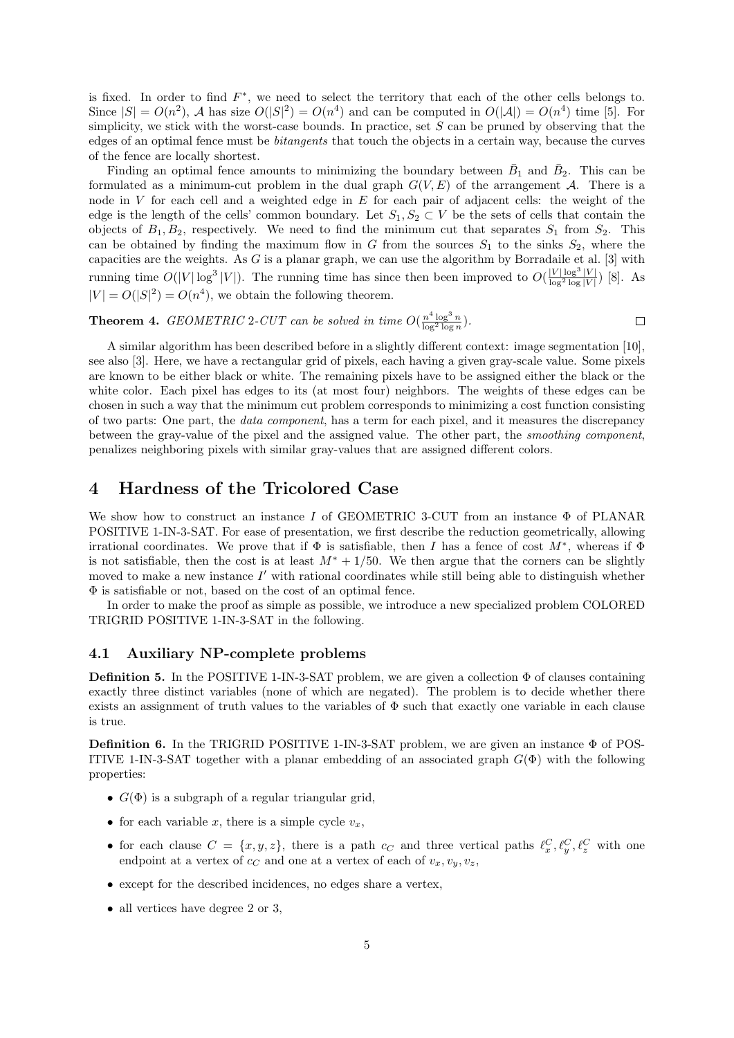is fixed. In order to find $F^*$, we need to select the territory that each of the other cells belongs to. Since $|S| = O(n^2)$, $\mathcal{A}$ has size $O(|S|^2) = O(n^4)$ and can be computed in $O(|\mathcal{A}|) = O(n^4)$ time [5]. For simplicity, we stick with the worst-case bounds. In practice, set $S$ can be pruned by observing that the edges of an optimal fence must be *bitangents* that touch the objects in a certain way, because the curves of the fence are locally shortest.

Finding an optimal fence amounts to minimizing the boundary between $\bar{B}_1$ and $\bar{B}_2$. This can be formulated as a minimum-cut problem in the dual graph $G(V, E)$ of the arrangement $\mathcal{A}$. There is a node in $V$ for each cell and a weighted edge in $E$ for each pair of adjacent cells: the weight of the edge is the length of the cells' common boundary. Let $S_1, S_2 \subset V$ be the sets of cells that contain the objects of $B_1, B_2$, respectively. We need to find the minimum cut that separates $S_1$ from $S_2$. This can be obtained by finding the maximum flow in $G$ from the sources $S_1$ to the sinks $S_2$, where the capacities are the weights. As $G$ is a planar graph, we can use the algorithm by Borradaile et al. [3] with running time $O(|V| \log^3 |V|)$. The running time has since then been improved to $O(\frac{|V| \log^3 |V|}{\log^2 \log |V|})$ [8]. As $|V| = O(|S|^2) = O(n^4)$, we obtain the following theorem.

**Theorem 4.** *GEOMETRIC 2-CUT can be solved in time $O(\frac{n^4 \log^3 n}{\log^2 \log n})$.* □

A similar algorithm has been described before in a slightly different context: image segmentation [10], see also [3]. Here, we have a rectangular grid of pixels, each having a given gray-scale value. Some pixels are known to be either black or white. The remaining pixels have to be assigned either the black or the white color. Each pixel has edges to its (at most four) neighbors. The weights of these edges can be chosen in such a way that the minimum cut problem corresponds to minimizing a cost function consisting of two parts: One part, the *data component*, has a term for each pixel, and it measures the discrepancy between the gray-value of the pixel and the assigned value. The other part, the *smoothing component*, penalizes neighboring pixels with similar gray-values that are assigned different colors.

# 4 Hardness of the Tricolored Case

We show how to construct an instance $I$ of GEOMETRIC 3-CUT from an instance $\Phi$ of PLANAR POSITIVE 1-IN-3-SAT. For ease of presentation, we first describe the reduction geometrically, allowing irrational coordinates. We prove that if $\Phi$ is satisfiable, then $I$ has a fence of cost $M^*$, whereas if $\Phi$ is not satisfiable, then the cost is at least $M^* + 1/50$. We then argue that the corners can be slightly moved to make a new instance $I'$ with rational coordinates while still being able to distinguish whether $\Phi$ is satisfiable or not, based on the cost of an optimal fence.

In order to make the proof as simple as possible, we introduce a new specialized problem COLORED TRIGRID POSITIVE 1-IN-3-SAT in the following.

## 4.1 Auxiliary NP-complete problems

**Definition 5.** In the POSITIVE 1-IN-3-SAT problem, we are given a collection $\Phi$ of clauses containing exactly three distinct variables (none of which are negated). The problem is to decide whether there exists an assignment of truth values to the variables of $\Phi$ such that exactly one variable in each clause is true.

**Definition 6.** In the TRIGRID POSITIVE 1-IN-3-SAT problem, we are given an instance $\Phi$ of POSITIVE 1-IN-3-SAT together with a planar embedding of an associated graph $G(\Phi)$ with the following properties:

- $G(\Phi)$ is a subgraph of a regular triangular grid,
- for each variable $x$, there is a simple cycle $v_x$,
- for each clause $C = \{x, y, z\}$, there is a path $c_C$ and three vertical paths $\ell_x^C, \ell_y^C, \ell_z^C$ with one endpoint at a vertex of $c_C$ and one at a vertex of each of $v_x, v_y, v_z$,
- except for the described incidences, no edges share a vertex,
- all vertices have degree 2 or 3,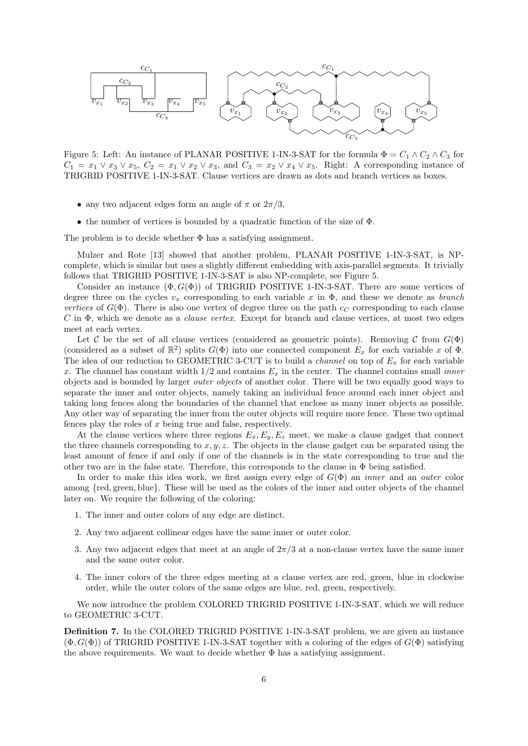Figure 5: Left: An instance of PLANAR POSITIVE 1-IN-3-SAT for the formula $\Phi = C_1 \wedge C_2 \wedge C_3$ for $C_1 = x_1 \vee x_3 \vee x_5$, $C_2 = x_1 \vee x_2 \vee x_3$, and $C_3 = x_2 \vee x_4 \vee x_5$. Right: A corresponding instance of TRIGRID POSITIVE 1-IN-3-SAT. Clause vertices are drawn as dots and branch vertices as boxes.

- any two adjacent edges form an angle of $\pi$ or $2\pi/3$,
- the number of vertices is bounded by a quadratic function of the size of $\Phi$.

The problem is to decide whether $\Phi$ has a satisfying assignment.

Mulzer and Rote [13] showed that another problem, PLANAR POSITIVE 1-IN-3-SAT, is NP-complete, which is similar but uses a slightly different embedding with axis-parallel segments. It trivially follows that TRIGRID POSITIVE 1-IN-3-SAT is also NP-complete, see Figure 5.

Consider an instance $(\Phi, G(\Phi))$ of TRIGRID POSITIVE 1-IN-3-SAT. There are some vertices of degree three on the cycles $v_x$ corresponding to each variable $x$ in $\Phi$, and these we denote as *branch vertices* of $G(\Phi)$. There is also one vertex of degree three on the path $c_C$ corresponding to each clause $C$ in $\Phi$, which we denote as a *clause vertex*. Except for branch and clause vertices, at most two edges meet at each vertex.

Let $\mathcal{C}$ be the set of all clause vertices (considered as geometric points). Removing $\mathcal{C}$ from $G(\Phi)$ (considered as a subset of $\mathbb{R}^2$) splits $G(\Phi)$ into one connected component $E_x$ for each variable $x$ of $\Phi$. The idea of our reduction to GEOMETRIC 3-CUT is to build a *channel* on top of $E_x$ for each variable $x$. The channel has constant width $1/2$ and contains $E_x$ in the center. The channel contains small *inner* objects and is bounded by larger *outer objects* of another color. There will be two equally good ways to separate the inner and outer objects, namely taking an individual fence around each inner object and taking long fences along the boundaries of the channel that enclose as many inner objects as possible. Any other way of separating the inner from the outer objects will require more fence. These two optimal fences play the roles of $x$ being true and false, respectively.

At the clause vertices where three regions $E_x, E_y, E_z$ meet, we make a clause gadget that connect the three channels corresponding to $x, y, z$. The objects in the clause gadget can be separated using the least amount of fence if and only if one of the channels is in the state corresponding to true and the other two are in the false state. Therefore, this corresponds to the clause in $\Phi$ being satisfied.

In order to make this idea work, we first assign every edge of $G(\Phi)$ an *inner* and an *outer* color among {red, green, blue}. These will be used as the colors of the inner and outer objects of the channel later on. We require the following of the coloring:

1. The inner and outer colors of any edge are distinct.
2. Any two adjacent collinear edges have the same inner or outer color.
3. Any two adjacent edges that meet at an angle of $2\pi/3$ at a non-clause vertex have the same inner and the same outer color.
4. The inner colors of the three edges meeting at a clause vertex are red, green, blue in clockwise order, while the outer colors of the same edges are blue, red, green, respectively.

We now introduce the problem COLORED TRIGRID POSITIVE 1-IN-3-SAT, which we will reduce to GEOMETRIC 3-CUT.

**Definition 7.** In the COLORED TRIGRID POSITIVE 1-IN-3-SAT problem, we are given an instance $(\Phi, G(\Phi))$ of TRIGRID POSITIVE 1-IN-3-SAT together with a coloring of the edges of $G(\Phi)$ satisfying the above requirements. We want to decide whether $\Phi$ has a satisfying assignment.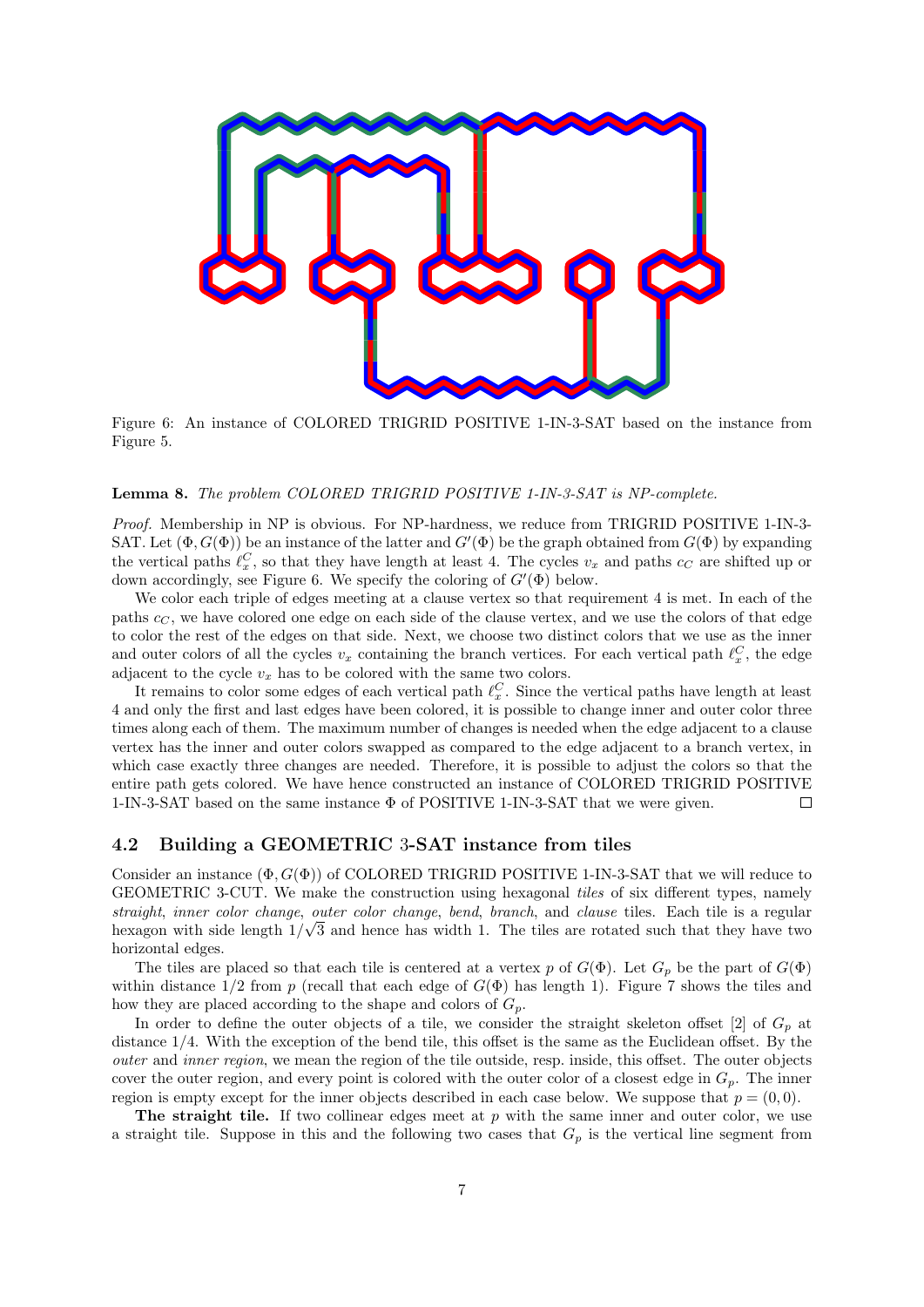Figure 6: An instance of COLORED TRIGRID POSITIVE 1-IN-3-SAT based on the instance from Figure 5.

**Lemma 8.** *The problem COLORED TRIGRID POSITIVE 1-IN-3-SAT is NP-complete.*

*Proof.* Membership in NP is obvious. For NP-hardness, we reduce from TRIGRID POSITIVE 1-IN-3-SAT. Let $(\Phi, G(\Phi))$ be an instance of the latter and $G'(\Phi)$ be the graph obtained from $G(\Phi)$ by expanding the vertical paths $\ell_x^C$, so that they have length at least 4. The cycles $v_x$ and paths $c_C$ are shifted up or down accordingly, see Figure 6. We specify the coloring of $G'(\Phi)$ below.

We color each triple of edges meeting at a clause vertex so that requirement 4 is met. In each of the paths $c_C$, we have colored one edge on each side of the clause vertex, and we use the colors of that edge to color the rest of the edges on that side. Next, we choose two distinct colors that we use as the inner and outer colors of all the cycles $v_x$ containing the branch vertices. For each vertical path $\ell_x^C$, the edge adjacent to the cycle $v_x$ has to be colored with the same two colors.

It remains to color some edges of each vertical path $\ell_x^C$. Since the vertical paths have length at least 4 and only the first and last edges have been colored, it is possible to change inner and outer color three times along each of them. The maximum number of changes is needed when the edge adjacent to a clause vertex has the inner and outer colors swapped as compared to the edge adjacent to a branch vertex, in which case exactly three changes are needed. Therefore, it is possible to adjust the colors so that the entire path gets colored. We have hence constructed an instance of COLORED TRIGRID POSITIVE 1-IN-3-SAT based on the same instance $\Phi$ of POSITIVE 1-IN-3-SAT that we were given. □

## 4.2 Building a GEOMETRIC 3-SAT instance from tiles

Consider an instance $(\Phi, G(\Phi))$ of COLORED TRIGRID POSITIVE 1-IN-3-SAT that we will reduce to GEOMETRIC 3-CUT. We make the construction using hexagonal *tiles* of six different types, namely *straight*, *inner color change*, *outer color change*, *bend*, *branch*, and *clause* tiles. Each tile is a regular hexagon with side length $1/\sqrt{3}$ and hence has width 1. The tiles are rotated such that they have two horizontal edges.

The tiles are placed so that each tile is centered at a vertex $p$ of $G(\Phi)$. Let $G_p$ be the part of $G(\Phi)$ within distance $1/2$ from $p$ (recall that each edge of $G(\Phi)$ has length 1). Figure 7 shows the tiles and how they are placed according to the shape and colors of $G_p$.

In order to define the outer objects of a tile, we consider the straight skeleton offset [2] of $G_p$ at distance $1/4$. With the exception of the bend tile, this offset is the same as the Euclidean offset. By the *outer* and *inner region*, we mean the region of the tile outside, resp. inside, this offset. The outer objects cover the outer region, and every point is colored with the outer color of a closest edge in $G_p$. The inner region is empty except for the inner objects described in each case below. We suppose that $p = (0, 0)$.

**The straight tile.** If two collinear edges meet at $p$ with the same inner and outer color, we use a straight tile. Suppose in this and the following two cases that $G_p$ is the vertical line segment from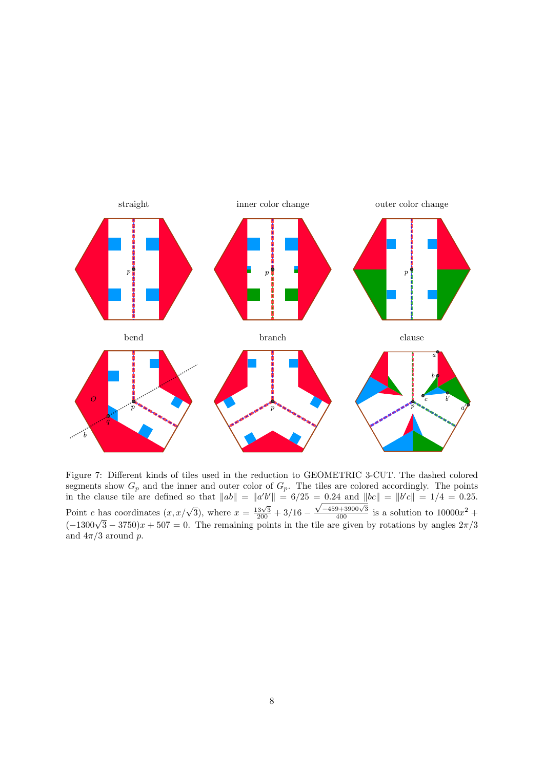straight

inner color change

outer color change

bend

branch

clause

Figure 7: Different kinds of tiles used in the reduction to GEOMETRIC 3-CUT. The dashed colored segments show $G_p$ and the inner and outer color of $G_p$. The tiles are colored accordingly. The points in the clause tile are defined so that $\|ab\| = \|a'b'\| = 6/25 = 0.24$ and $\|bc\| = \|b'c\| = 1/4 = 0.25$. Point $c$ has coordinates $(x, x/\sqrt{3})$, where $x = \frac{13\sqrt{3}}{200} + 3/16 - \frac{\sqrt{-459+3900\sqrt{3}}}{400}$ is a solution to $10000x^2 + (-1300\sqrt{3} - 3750)x + 507 = 0$. The remaining points in the tile are given by rotations by angles $2\pi/3$ and $4\pi/3$ around $p$.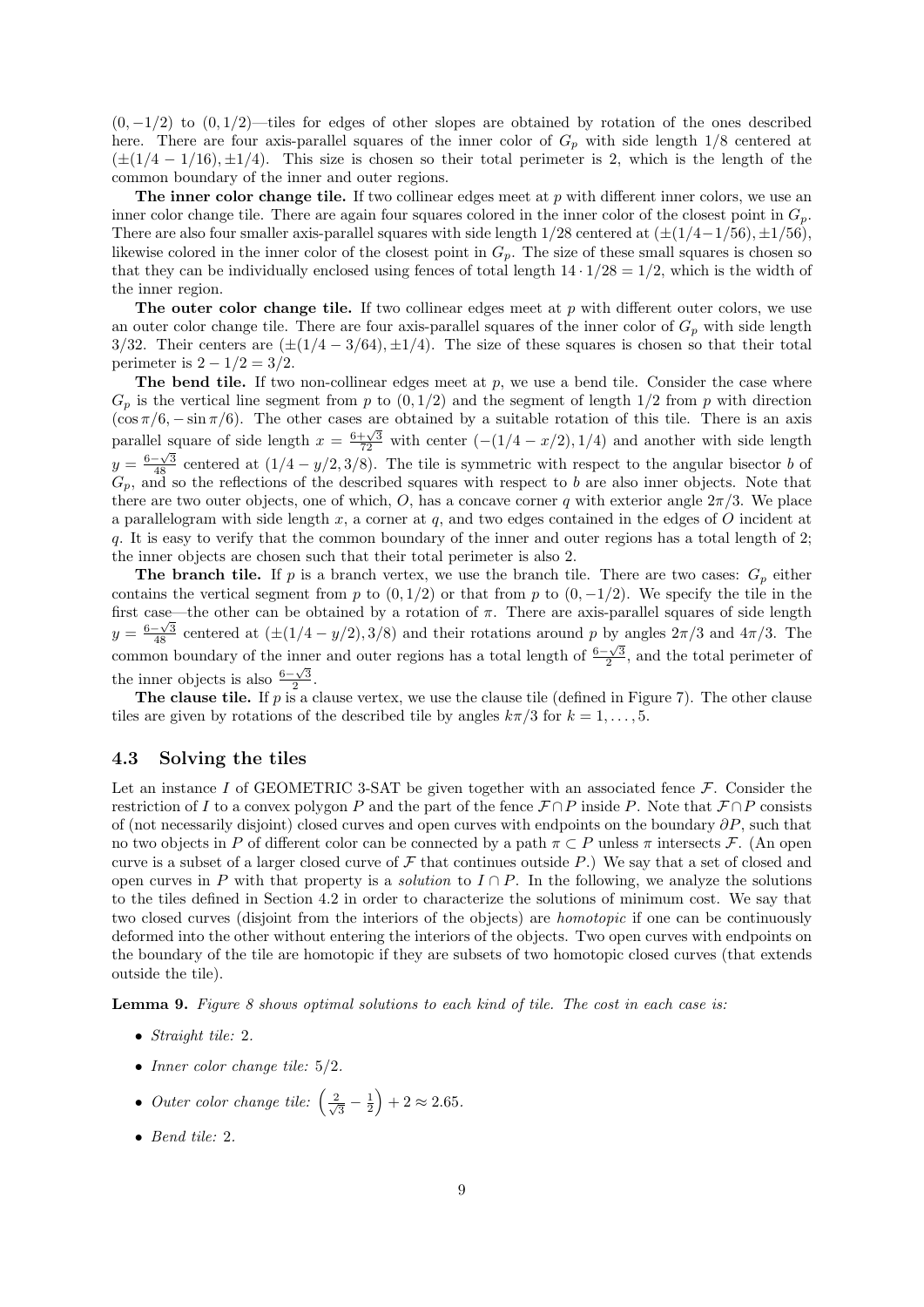$(0, -1/2)$ to $(0, 1/2)$—tiles for edges of other slopes are obtained by rotation of the ones described here. There are four axis-parallel squares of the inner color of $G_p$ with side length $1/8$ centered at $(\pm(1/4 - 1/16), \pm 1/4)$. This size is chosen so their total perimeter is 2, which is the length of the common boundary of the inner and outer regions.

**The inner color change tile.** If two collinear edges meet at $p$ with different inner colors, we use an inner color change tile. There are again four squares colored in the inner color of the closest point in $G_p$. There are also four smaller axis-parallel squares with side length $1/28$ centered at $(\pm(1/4-1/56), \pm 1/56)$, likewise colored in the inner color of the closest point in $G_p$. The size of these small squares is chosen so that they can be individually enclosed using fences of total length $14 \cdot 1/28 = 1/2$, which is the width of the inner region.

**The outer color change tile.** If two collinear edges meet at $p$ with different outer colors, we use an outer color change tile. There are four axis-parallel squares of the inner color of $G_p$ with side length $3/32$. Their centers are $(\pm(1/4 - 3/64), \pm 1/4)$. The size of these squares is chosen so that their total perimeter is $2 - 1/2 = 3/2$.

**The bend tile.** If two non-collinear edges meet at $p$, we use a bend tile. Consider the case where $G_p$ is the vertical line segment from $p$ to $(0, 1/2)$ and the segment of length $1/2$ from $p$ with direction $(\cos \pi/6, -\sin \pi/6)$. The other cases are obtained by a suitable rotation of this tile. There is an axis parallel square of side length $x = \frac{6+\sqrt{3}}{72}$ with center $(-(1/4 - x/2), 1/4)$ and another with side length $y = \frac{6-\sqrt{3}}{48}$ centered at $(1/4 - y/2, 3/8)$. The tile is symmetric with respect to the angular bisector $b$ of $G_p$, and so the reflections of the described squares with respect to $b$ are also inner objects. Note that there are two outer objects, one of which, $O$, has a concave corner $q$ with exterior angle $2\pi/3$. We place a parallelogram with side length $x$, a corner at $q$, and two edges contained in the edges of $O$ incident at $q$. It is easy to verify that the common boundary of the inner and outer regions has a total length of 2; the inner objects are chosen such that their total perimeter is also 2.

**The branch tile.** If $p$ is a branch vertex, we use the branch tile. There are two cases: $G_p$ either contains the vertical segment from $p$ to $(0, 1/2)$ or that from $p$ to $(0, -1/2)$. We specify the tile in the first case—the other can be obtained by a rotation of $\pi$. There are axis-parallel squares of side length $y = \frac{6-\sqrt{3}}{48}$ centered at $(\pm(1/4 - y/2), 3/8)$ and their rotations around $p$ by angles $2\pi/3$ and $4\pi/3$. The common boundary of the inner and outer regions has a total length of $\frac{6-\sqrt{3}}{2}$, and the total perimeter of the inner objects is also $\frac{6-\sqrt{3}}{2}$.

**The clause tile.** If $p$ is a clause vertex, we use the clause tile (defined in Figure 7). The other clause tiles are given by rotations of the described tile by angles $k\pi/3$ for $k = 1, \ldots, 5$.

### 4.3 Solving the tiles

Let an instance $I$ of GEOMETRIC 3-SAT be given together with an associated fence $\mathcal{F}$. Consider the restriction of $I$ to a convex polygon $P$ and the part of the fence $\mathcal{F} \cap P$ inside $P$. Note that $\mathcal{F} \cap P$ consists of (not necessarily disjoint) closed curves and open curves with endpoints on the boundary $\partial P$, such that no two objects in $P$ of different color can be connected by a path $\pi \subset P$ unless $\pi$ intersects $\mathcal{F}$. (An open curve is a subset of a larger closed curve of $\mathcal{F}$ that continues outside $P$.) We say that a set of closed and open curves in $P$ with that property is a *solution* to $I \cap P$. In the following, we analyze the solutions to the tiles defined in Section 4.2 in order to characterize the solutions of minimum cost. We say that two closed curves (disjoint from the interiors of the objects) are *homotopic* if one can be continuously deformed into the other without entering the interiors of the objects. Two open curves with endpoints on the boundary of the tile are homotopic if they are subsets of two homotopic closed curves (that extends outside the tile).

**Lemma 9.** *Figure 8 shows optimal solutions to each kind of tile. The cost in each case is:*

- *Straight tile:* 2.
- *Inner color change tile:* $5/2$.
- *Outer color change tile:* $\left(\frac{2}{\sqrt{3}} - \frac{1}{2}\right) + 2 \approx 2.65$.
- *Bend tile:* 2.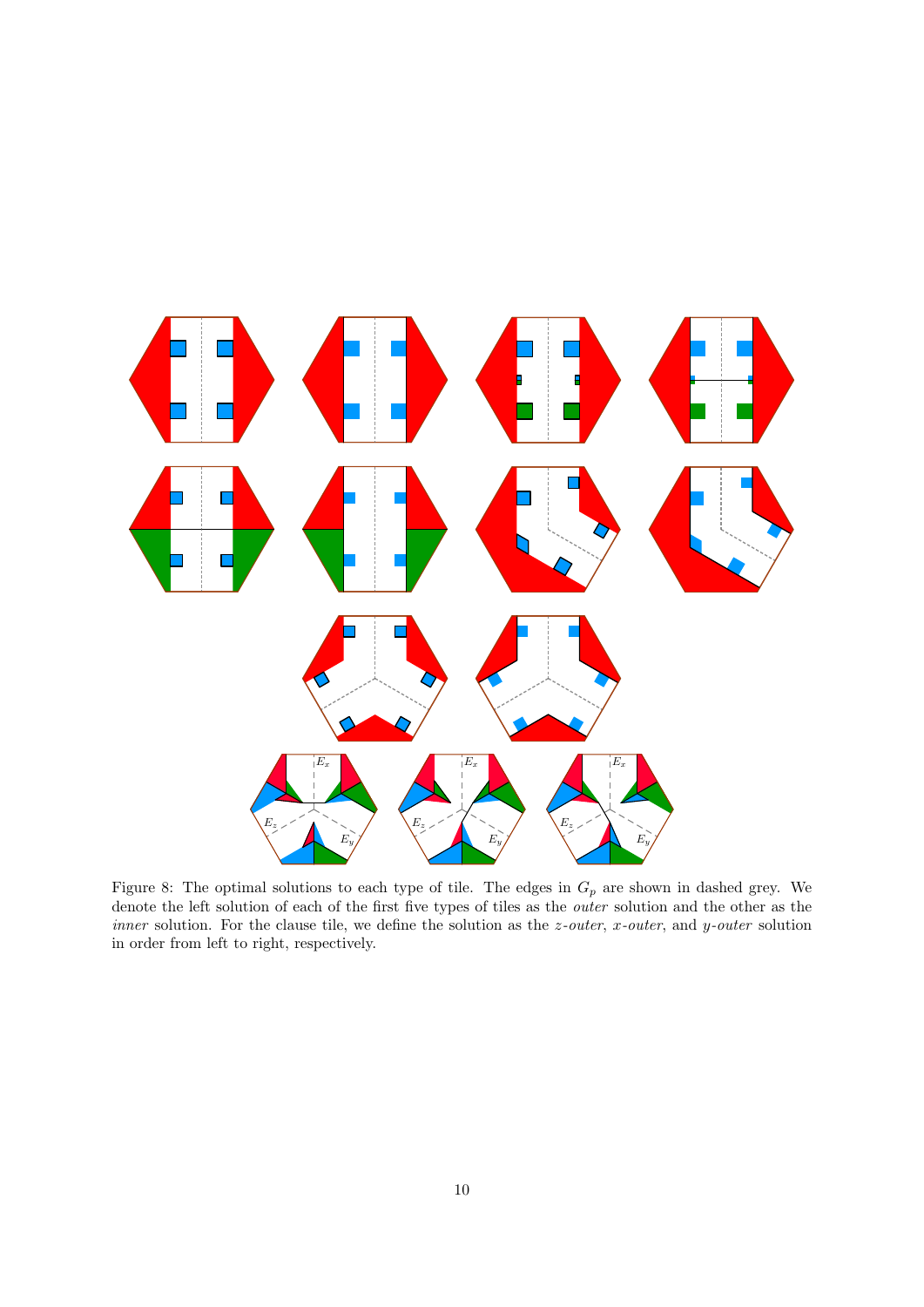Figure 8: The optimal solutions to each type of tile. The edges in $G_p$ are shown in dashed grey. We denote the left solution of each of the first five types of tiles as the *outer* solution and the other as the *inner* solution. For the clause tile, we define the solution as the *z-outer*, *x-outer*, and *y-outer* solution in order from left to right, respectively.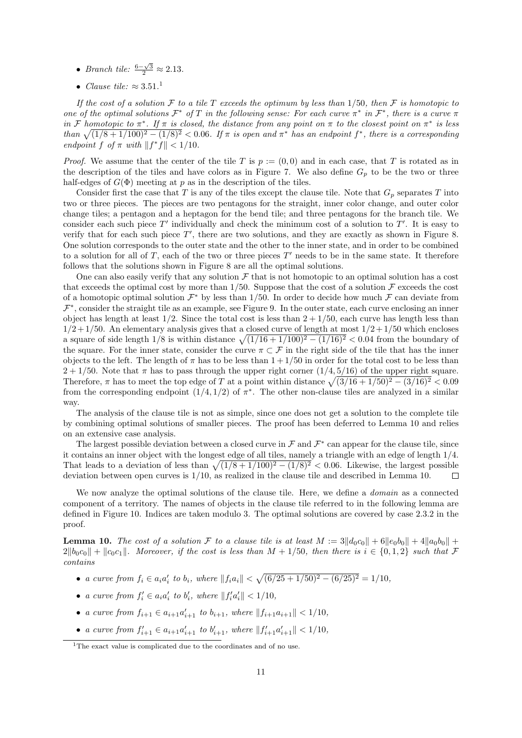- *Branch tile:* $\frac{6-\sqrt{3}}{2} \approx 2.13$.
- *Clause tile:* $\approx 3.51$.[1]

*If the cost of a solution $\mathcal{F}$ to a tile $T$ exceeds the optimum by less than $1/50$, then $\mathcal{F}$ is homotopic to one of the optimal solutions $\mathcal{F}^*$ of $T$ in the following sense: For each curve $\pi^*$ in $\mathcal{F}^*$, there is a curve $\pi$ in $\mathcal{F}$ homotopic to $\pi^*$. If $\pi$ is closed, the distance from any point on $\pi$ to the closest point on $\pi^*$ is less than $\sqrt{(1/8+1/100)^2-(1/8)^2} < 0.06$. If $\pi$ is open and $\pi^*$ has an endpoint $f^*$, there is a corresponding endpoint $f$ of $\pi$ with $\|f^*f\| < 1/10$.*

*Proof.* We assume that the center of the tile $T$ is $p := (0,0)$ and in each case, that $T$ is rotated as in the description of the tiles and have colors as in Figure 7. We also define $G_p$ to be the two or three half-edges of $G(\Phi)$ meeting at $p$ as in the description of the tiles.

Consider first the case that $T$ is any of the tiles except the clause tile. Note that $G_p$ separates $T$ into two or three pieces. The pieces are two pentagons for the straight, inner color change, and outer color change tiles; a pentagon and a heptagon for the bend tile; and three pentagons for the branch tile. We consider each such piece $T'$ individually and check the minimum cost of a solution to $T'$. It is easy to verify that for each such piece $T'$, there are two solutions, and they are exactly as shown in Figure 8. One solution corresponds to the outer state and the other to the inner state, and in order to be combined to a solution for all of $T$, each of the two or three pieces $T'$ needs to be in the same state. It therefore follows that the solutions shown in Figure 8 are all the optimal solutions.

One can also easily verify that any solution $\mathcal{F}$ that is not homotopic to an optimal solution has a cost that exceeds the optimal cost by more than $1/50$. Suppose that the cost of a solution $\mathcal{F}$ exceeds the cost of a homotopic optimal solution $\mathcal{F}^*$ by less than $1/50$. In order to decide how much $\mathcal{F}$ can deviate from $\mathcal{F}^*$, consider the straight tile as an example, see Figure 9. In the outer state, each curve enclosing an inner object has length at least $1/2$. Since the total cost is less than $2+1/50$, each curve has length less than $1/2+1/50$. An elementary analysis gives that a closed curve of length at most $1/2+1/50$ which encloses a square of side length $1/8$ is within distance $\sqrt{(1/16+1/100)^2-(1/16)^2} < 0.04$ from the boundary of the square. For the inner state, consider the curve $\pi \subset \mathcal{F}$ in the right side of the tile that has the inner objects to the left. The length of $\pi$ has to be less than $1+1/50$ in order for the total cost to be less than $2+1/50$. Note that $\pi$ has to pass through the upper right corner $(1/4, 5/16)$ of the upper right square. Therefore, $\pi$ has to meet the top edge of $T$ at a point within distance $\sqrt{(3/16+1/50)^2-(3/16)^2} < 0.09$ from the corresponding endpoint $(1/4, 1/2)$ of $\pi^*$. The other non-clause tiles are analyzed in a similar way.

The analysis of the clause tile is not as simple, since one does not get a solution to the complete tile by combining optimal solutions of smaller pieces. The proof has been deferred to Lemma 10 and relies on an extensive case analysis.

The largest possible deviation between a closed curve in $\mathcal{F}$ and $\mathcal{F}^*$ can appear for the clause tile, since it contains an inner object with the longest edge of all tiles, namely a triangle with an edge of length $1/4$. That leads to a deviation of less than $\sqrt{(1/8+1/100)^2-(1/8)^2} < 0.06$. Likewise, the largest possible deviation between open curves is $1/10$, as realized in the clause tile and described in Lemma 10. $\square$

We now analyze the optimal solutions of the clause tile. Here, we define a *domain* as a connected component of a territory. The names of objects in the clause tile referred to in the following lemma are defined in Figure 10. Indices are taken modulo 3. The optimal solutions are covered by case 2.3.2 in the proof.

**Lemma 10.** *The cost of a solution $\mathcal{F}$ to a clause tile is at least $M := 3\|d_0c_0\| + 6\|e_0b_0\| + 4\|a_0b_0\| + 2\|b_0c_0\| + \|c_0c_1\|$. Moreover, if the cost is less than $M + 1/50$, then there is $i \in \{0,1,2\}$ such that $\mathcal{F}$ contains*

- *a curve from $f_i \in a_ia_i'$ to $b_i$, where $\|f_ia_i\| < \sqrt{(6/25+1/50)^2-(6/25)^2} = 1/10$,*
- *a curve from $f_i' \in a_ia_i'$ to $b_i'$, where $\|f_i'a_i'\| < 1/10$,*
- *a curve from $f_{i+1} \in a_{i+1}a_{i+1}'$ to $b_{i+1}$, where $\|f_{i+1}a_{i+1}\| < 1/10$,*
- *a curve from $f_{i+1}' \in a_{i+1}a_{i+1}'$ to $b_{i+1}'$, where $\|f_{i+1}'a_{i+1}'\| < 1/10$,*

[1] The exact value is complicated due to the coordinates and of no use.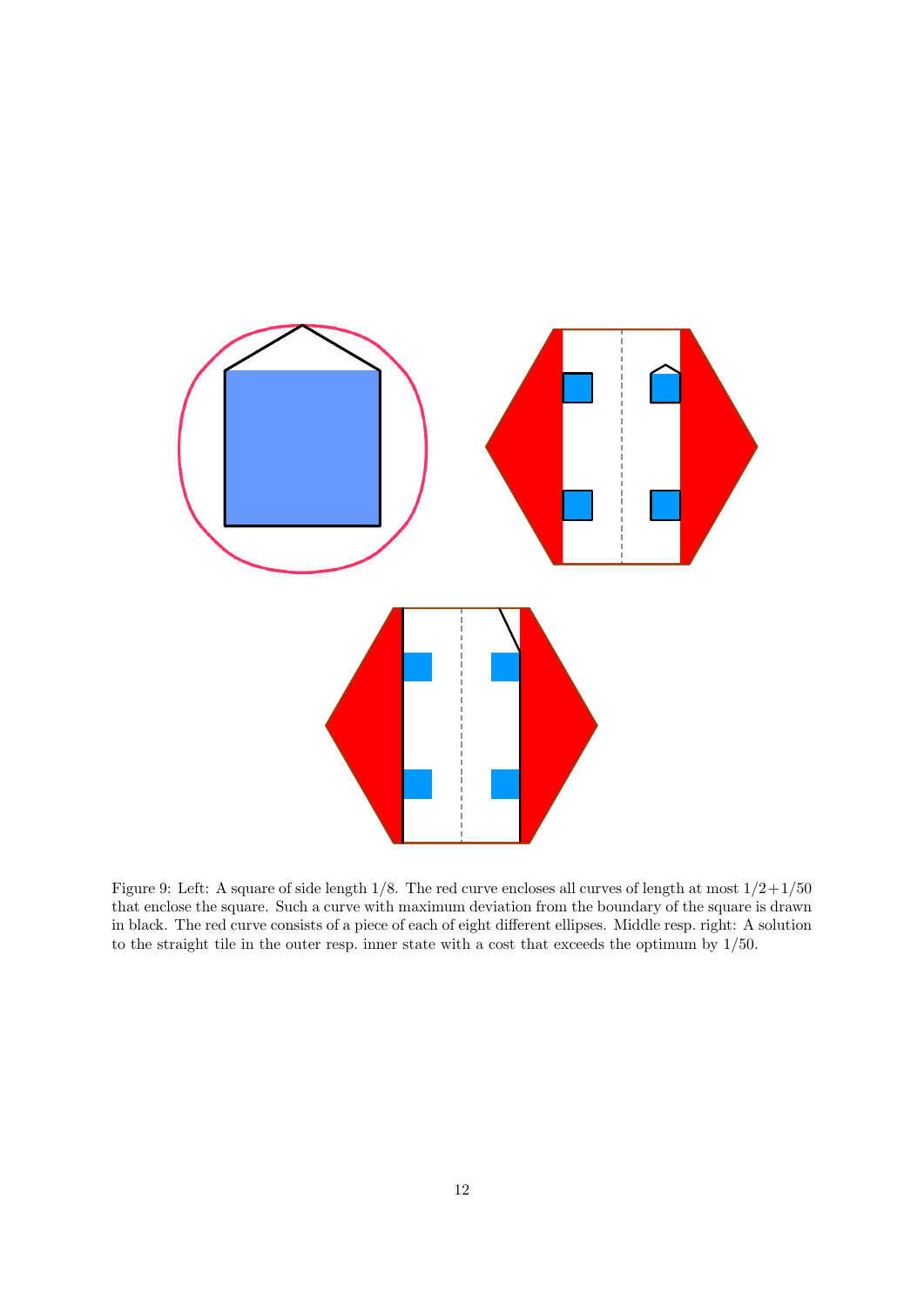Figure 9: Left: A square of side length $1/8$. The red curve encloses all curves of length at most $1/2+1/50$ that enclose the square. Such a curve with maximum deviation from the boundary of the square is drawn in black. The red curve consists of a piece of each of eight different ellipses. Middle resp. right: A solution to the straight tile in the outer resp. inner state with a cost that exceeds the optimum by $1/50$.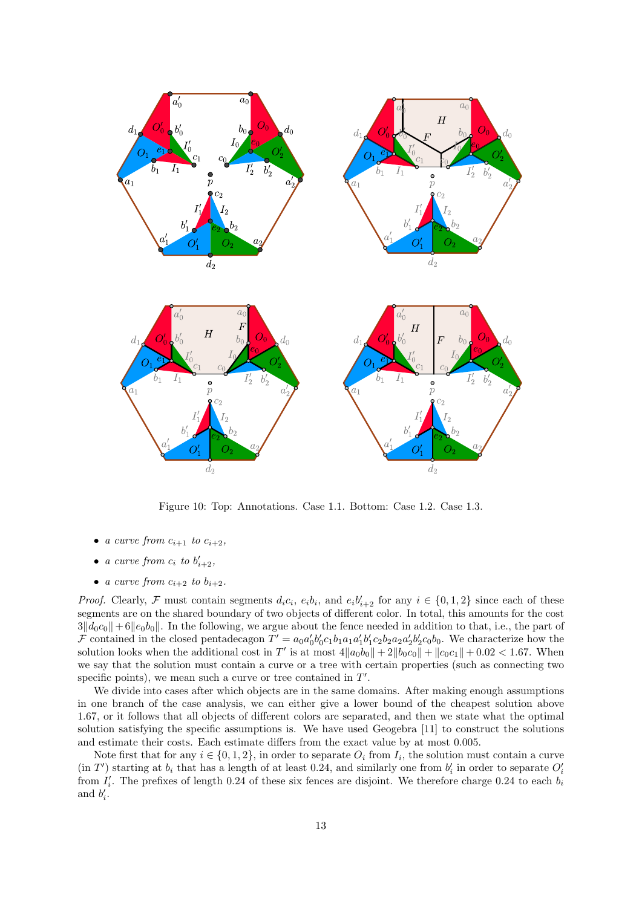Figure 10: Top: Annotations. Case 1.1. Bottom: Case 1.2. Case 1.3.

- *a curve from $c_{i+1}$ to $c_{i+2}$,*
- *a curve from $c_i$ to $b'_{i+2}$,*
- *a curve from $c_{i+2}$ to $b_{i+2}$.*

*Proof.* Clearly, $\mathcal{F}$ must contain segments $d_ic_i$, $e_ib_i$, and $e_ib'_{i+2}$ for any $i \in \{0,1,2\}$ since each of these segments are on the shared boundary of two objects of different color. In total, this amounts for the cost $3\|d_0c_0\| + 6\|e_0b_0\|$. In the following, we argue about the fence needed in addition to that, i.e., the part of $\mathcal{F}$ contained in the closed pentadecagon $T' = a_0a'_0b'_0c_1b_1a_1a'_1b'_1c_2b_2a_2a'_2b'_2c_0b_0$. We characterize how the solution looks when the additional cost in $T'$ is at most $4\|a_0b_0\| + 2\|b_0c_0\| + \|c_0c_1\| + 0.02 < 1.67$. When we say that the solution must contain a curve or a tree with certain properties (such as connecting two specific points), we mean such a curve or tree contained in $T'$.

We divide into cases after which objects are in the same domains. After making enough assumptions in one branch of the case analysis, we can either give a lower bound of the cheapest solution above 1.67, or it follows that all objects of different colors are separated, and then we state what the optimal solution satisfying the specific assumptions is. We have used Geogebra [11] to construct the solutions and estimate their costs. Each estimate differs from the exact value by at most 0.005.

Note first that for any $i \in \{0,1,2\}$, in order to separate $O_i$ from $I_i$, the solution must contain a curve (in $T'$) starting at $b_i$ that has a length of at least 0.24, and similarly one from $b'_i$ in order to separate $O'_i$ from $I'_i$. The prefixes of length 0.24 of these six fences are disjoint. We therefore charge 0.24 to each $b_i$ and $b'_i$.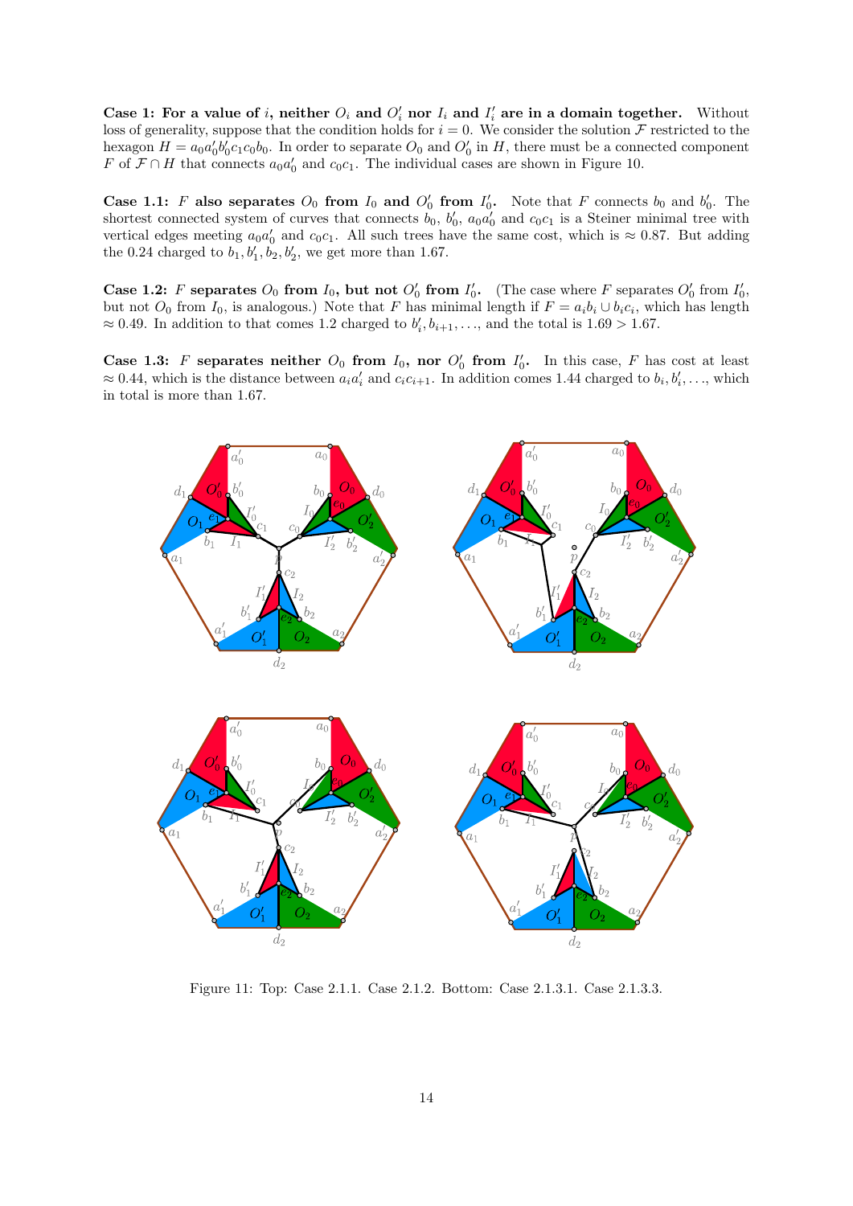**Case 1: For a value of $i$, neither $O_i$ and $O'_i$ nor $I_i$ and $I'_i$ are in a domain together.** Without loss of generality, suppose that the condition holds for $i = 0$. We consider the solution $\mathcal{F}$ restricted to the hexagon $H = a_0a'_0b'_0c_1c_0b_0$. In order to separate $O_0$ and $O'_0$ in $H$, there must be a connected component $F$ of $\mathcal{F} \cap H$ that connects $a_0a'_0$ and $c_0c_1$. The individual cases are shown in Figure 10.

**Case 1.1: $F$ also separates $O_0$ from $I_0$ and $O'_0$ from $I'_0$.** Note that $F$ connects $b_0$ and $b'_0$. The shortest connected system of curves that connects $b_0$, $b'_0$, $a_0a'_0$ and $c_0c_1$ is a Steiner minimal tree with vertical edges meeting $a_0a'_0$ and $c_0c_1$. All such trees have the same cost, which is $\approx 0.87$. But adding the $0.24$ charged to $b_1, b'_1, b_2, b'_2$, we get more than $1.67$.

**Case 1.2: $F$ separates $O_0$ from $I_0$, but not $O'_0$ from $I'_0$.** (The case where $F$ separates $O'_0$ from $I'_0$, but not $O_0$ from $I_0$, is analogous.) Note that $F$ has minimal length if $F = a_ib_i \cup b_ic_i$, which has length $\approx 0.49$. In addition to that comes $1.2$ charged to $b'_i, b_{i+1}, \ldots$, and the total is $1.69 > 1.67$.

**Case 1.3: $F$ separates neither $O_0$ from $I_0$, nor $O'_0$ from $I'_0$.** In this case, $F$ has cost at least $\approx 0.44$, which is the distance between $a_ia'_i$ and $c_ic_{i+1}$. In addition comes $1.44$ charged to $b_i, b'_i, \ldots$, which in total is more than $1.67$.

Figure 11: Top: Case 2.1.1. Case 2.1.2. Bottom: Case 2.1.3.1. Case 2.1.3.3.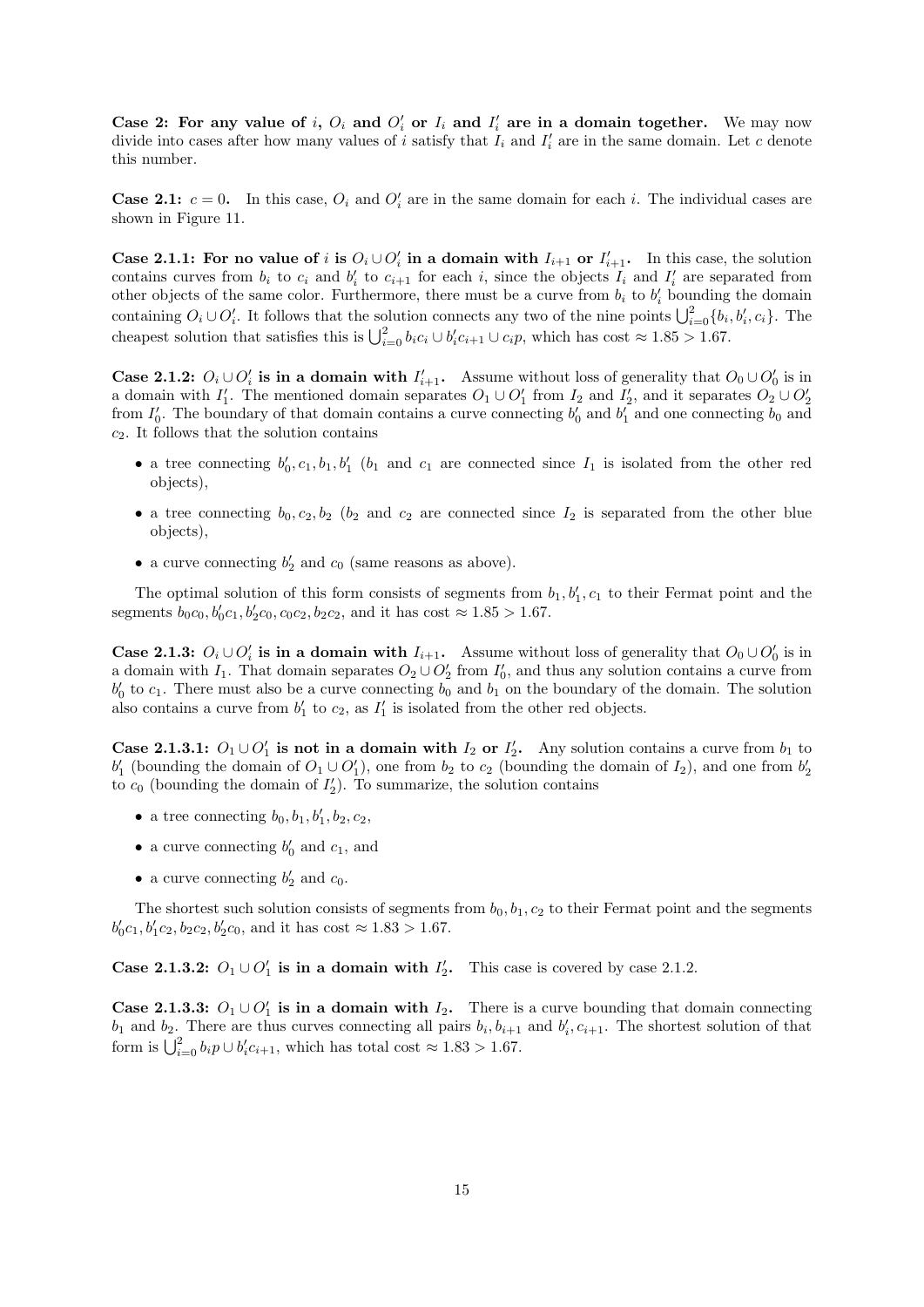**Case 2: For any value of $i$, $O_i$ and $O_i'$ or $I_i$ and $I_i'$ are in a domain together.** We may now divide into cases after how many values of $i$ satisfy that $I_i$ and $I_i'$ are in the same domain. Let $c$ denote this number.

**Case 2.1: $c = 0$.** In this case, $O_i$ and $O_i'$ are in the same domain for each $i$. The individual cases are shown in Figure 11.

**Case 2.1.1: For no value of $i$ is $O_i \cup O_i'$ in a domain with $I_{i+1}$ or $I_{i+1}'$.** In this case, the solution contains curves from $b_i$ to $c_i$ and $b_i'$ to $c_{i+1}$ for each $i$, since the objects $I_i$ and $I_i'$ are separated from other objects of the same color. Furthermore, there must be a curve from $b_i$ to $b_i'$ bounding the domain containing $O_i \cup O_i'$. It follows that the solution connects any two of the nine points $\bigcup_{i=0}^{2}\{b_i, b_i', c_i\}$. The cheapest solution that satisfies this is $\bigcup_{i=0}^{2} b_i c_i \cup b_i' c_{i+1} \cup c_i p$, which has cost $\approx 1.85 > 1.67$.

**Case 2.1.2: $O_i \cup O_i'$ is in a domain with $I_{i+1}'$.** Assume without loss of generality that $O_0 \cup O_0'$ is in a domain with $I_1'$. The mentioned domain separates $O_1 \cup O_1'$ from $I_2$ and $I_2'$, and it separates $O_2 \cup O_2'$ from $I_0'$. The boundary of that domain contains a curve connecting $b_0'$ and $b_1'$ and one connecting $b_0$ and $c_2$. It follows that the solution contains

- a tree connecting $b_0', c_1, b_1, b_1'$ ($b_1$ and $c_1$ are connected since $I_1$ is isolated from the other red objects),
- a tree connecting $b_0, c_2, b_2$ ($b_2$ and $c_2$ are connected since $I_2$ is separated from the other blue objects),
- a curve connecting $b_2'$ and $c_0$ (same reasons as above).

The optimal solution of this form consists of segments from $b_1, b_1', c_1$ to their Fermat point and the segments $b_0c_0, b_0'c_1, b_2'c_0, c_0c_2, b_2c_2$, and it has cost $\approx 1.85 > 1.67$.

**Case 2.1.3: $O_i \cup O_i'$ is in a domain with $I_{i+1}$.** Assume without loss of generality that $O_0 \cup O_0'$ is in a domain with $I_1$. That domain separates $O_2 \cup O_2'$ from $I_0'$, and thus any solution contains a curve from $b_0'$ to $c_1$. There must also be a curve connecting $b_0$ and $b_1$ on the boundary of the domain. The solution also contains a curve from $b_1'$ to $c_2$, as $I_1'$ is isolated from the other red objects.

**Case 2.1.3.1: $O_1 \cup O_1'$ is not in a domain with $I_2$ or $I_2'$.** Any solution contains a curve from $b_1$ to $b_1'$ (bounding the domain of $O_1 \cup O_1'$), one from $b_2$ to $c_2$ (bounding the domain of $I_2$), and one from $b_2'$ to $c_0$ (bounding the domain of $I_2'$). To summarize, the solution contains

- a tree connecting $b_0, b_1, b_1', b_2, c_2$,
- a curve connecting $b_0'$ and $c_1$, and
- a curve connecting $b_2'$ and $c_0$.

The shortest such solution consists of segments from $b_0, b_1, c_2$ to their Fermat point and the segments $b_0'c_1, b_1'c_2, b_2c_2, b_2'c_0$, and it has cost $\approx 1.83 > 1.67$.

**Case 2.1.3.2: $O_1 \cup O_1'$ is in a domain with $I_2'$.** This case is covered by case 2.1.2.

**Case 2.1.3.3: $O_1 \cup O_1'$ is in a domain with $I_2$.** There is a curve bounding that domain connecting $b_1$ and $b_2$. There are thus curves connecting all pairs $b_i, b_{i+1}$ and $b_i', c_{i+1}$. The shortest solution of that form is $\bigcup_{i=0}^{2} b_i p \cup b_i' c_{i+1}$, which has total cost $\approx 1.83 > 1.67$.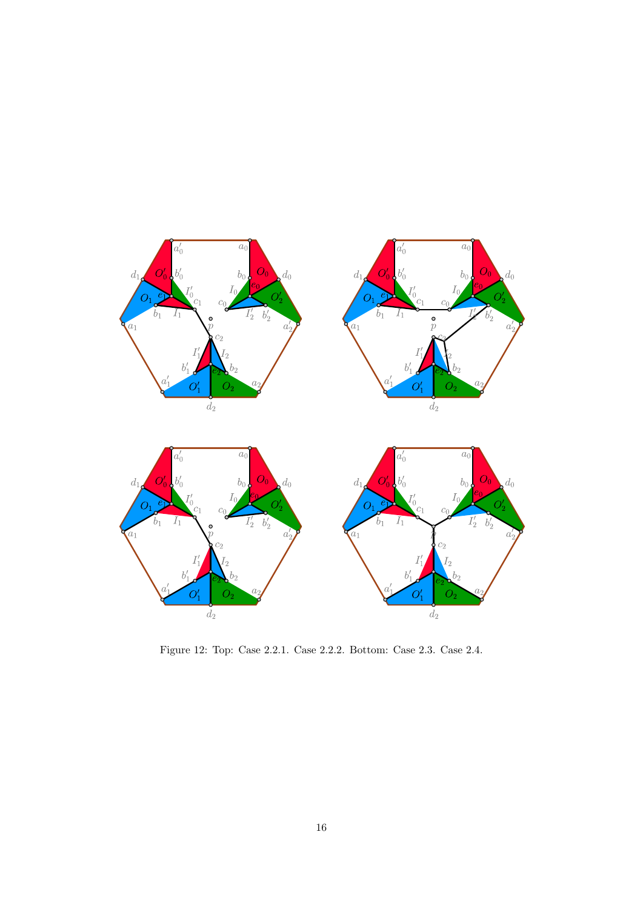Figure 12: Top: Case 2.2.1. Case 2.2.2. Bottom: Case 2.3. Case 2.4.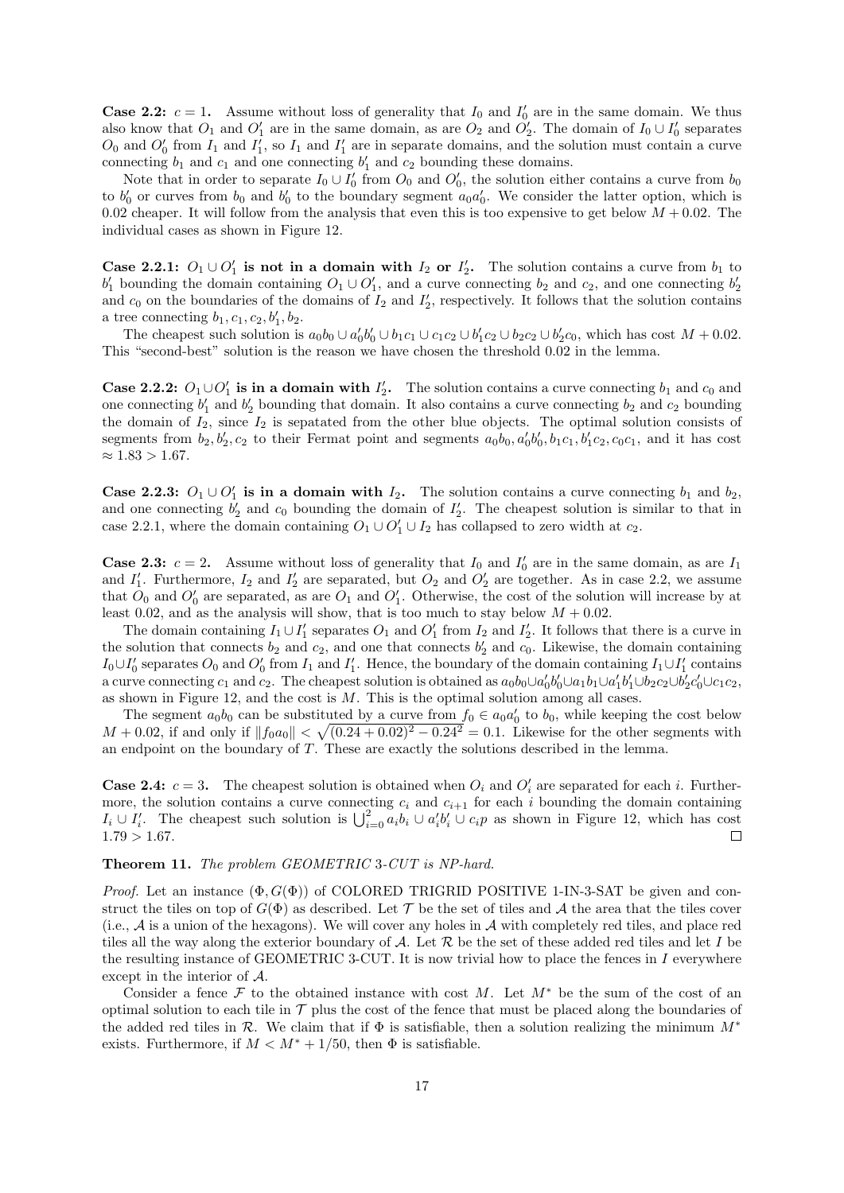**Case 2.2:** $c = 1$. Assume without loss of generality that $I_0$ and $I_0'$ are in the same domain. We thus also know that $O_1$ and $O_1'$ are in the same domain, as are $O_2$ and $O_2'$. The domain of $I_0 \cup I_0'$ separates $O_0$ and $O_0'$ from $I_1$ and $I_1'$, so $I_1$ and $I_1'$ are in separate domains, and the solution must contain a curve connecting $b_1$ and $c_1$ and one connecting $b_1'$ and $c_2$ bounding these domains.

Note that in order to separate $I_0 \cup I_0'$ from $O_0$ and $O_0'$, the solution either contains a curve from $b_0$ to $b_0'$ or curves from $b_0$ and $b_0'$ to the boundary segment $a_0a_0'$. We consider the latter option, which is 0.02 cheaper. It will follow from the analysis that even this is too expensive to get below $M + 0.02$. The individual cases as shown in Figure 12.

**Case 2.2.1:** $O_1 \cup O_1'$ **is not in a domain with** $I_2$ **or** $I_2'$**.** The solution contains a curve from $b_1$ to $b_1'$ bounding the domain containing $O_1 \cup O_1'$, and a curve connecting $b_2$ and $c_2$, and one connecting $b_2'$ and $c_0$ on the boundaries of the domains of $I_2$ and $I_2'$, respectively. It follows that the solution contains a tree connecting $b_1, c_1, c_2, b_1', b_2$.

The cheapest such solution is $a_0b_0 \cup a_0'b_0' \cup b_1c_1 \cup c_1c_2 \cup b_1'c_2 \cup b_2c_2 \cup b_2'c_0$, which has cost $M + 0.02$. This "second-best" solution is the reason we have chosen the threshold 0.02 in the lemma.

**Case 2.2.2:** $O_1 \cup O_1'$ **is in a domain with** $I_2'$**.** The solution contains a curve connecting $b_1$ and $c_0$ and one connecting $b_1'$ and $b_2'$ bounding that domain. It also contains a curve connecting $b_2$ and $c_2$ bounding the domain of $I_2$, since $I_2$ is sepatated from the other blue objects. The optimal solution consists of segments from $b_2, b_2', c_2$ to their Fermat point and segments $a_0b_0, a_0'b_0', b_1c_1, b_1'c_2, c_0c_1$, and it has cost $\approx 1.83 > 1.67$.

**Case 2.2.3:** $O_1 \cup O_1'$ **is in a domain with** $I_2$**.** The solution contains a curve connecting $b_1$ and $b_2$, and one connecting $b_2'$ and $c_0$ bounding the domain of $I_2'$. The cheapest solution is similar to that in case 2.2.1, where the domain containing $O_1 \cup O_1' \cup I_2$ has collapsed to zero width at $c_2$.

**Case 2.3:** $c = 2$. Assume without loss of generality that $I_0$ and $I_0'$ are in the same domain, as are $I_1$ and $I_1'$. Furthermore, $I_2$ and $I_2'$ are separated, but $O_2$ and $O_2'$ are together. As in case 2.2, we assume that $O_0$ and $O_0'$ are separated, as are $O_1$ and $O_1'$. Otherwise, the cost of the solution will increase by at least 0.02, and as the analysis will show, that is too much to stay below $M + 0.02$.

The domain containing $I_1 \cup I_1'$ separates $O_1$ and $O_1'$ from $I_2$ and $I_2'$. It follows that there is a curve in the solution that connects $b_2$ and $c_2$, and one that connects $b_2'$ and $c_0$. Likewise, the domain containing $I_0 \cup I_0'$ separates $O_0$ and $O_0'$ from $I_1$ and $I_1'$. Hence, the boundary of the domain containing $I_1 \cup I_1'$ contains a curve connecting $c_1$ and $c_2$. The cheapest solution is obtained as $a_0b_0 \cup a_0'b_0' \cup a_1b_1 \cup a_1'b_1' \cup b_2c_2 \cup b_2'c_0' \cup c_1c_2$, as shown in Figure 12, and the cost is $M$. This is the optimal solution among all cases.

The segment $a_0b_0$ can be substituted by a curve from $f_0 \in a_0a_0'$ to $b_0$, while keeping the cost below $M + 0.02$, if and only if $\|f_0a_0\| < \sqrt{(0.24 + 0.02)^2 - 0.24^2} = 0.1$. Likewise for the other segments with an endpoint on the boundary of $T$. These are exactly the solutions described in the lemma.

**Case 2.4:** $c = 3$. The cheapest solution is obtained when $O_i$ and $O_i'$ are separated for each $i$. Furthermore, the solution contains a curve connecting $c_i$ and $c_{i+1}$ for each $i$ bounding the domain containing $I_i \cup I_i'$. The cheapest such solution is $\bigcup_{i=0}^{2} a_ib_i \cup a_i'b_i' \cup c_ip$ as shown in Figure 12, which has cost $1.79 > 1.67$. ◻

**Theorem 11.** *The problem GEOMETRIC 3-CUT is NP-hard.*

*Proof.* Let an instance $(\Phi, G(\Phi))$ of COLORED TRIGRID POSITIVE 1-IN-3-SAT be given and construct the tiles on top of $G(\Phi)$ as described. Let $\mathcal{T}$ be the set of tiles and $\mathcal{A}$ the area that the tiles cover (i.e., $\mathcal{A}$ is a union of the hexagons). We will cover any holes in $\mathcal{A}$ with completely red tiles, and place red tiles all the way along the exterior boundary of $\mathcal{A}$. Let $\mathcal{R}$ be the set of these added red tiles and let $I$ be the resulting instance of GEOMETRIC 3-CUT. It is now trivial how to place the fences in $I$ everywhere except in the interior of $\mathcal{A}$.

Consider a fence $\mathcal{F}$ to the obtained instance with cost $M$. Let $M^*$ be the sum of the cost of an optimal solution to each tile in $\mathcal{T}$ plus the cost of the fence that must be placed along the boundaries of the added red tiles in $\mathcal{R}$. We claim that if $\Phi$ is satisfiable, then a solution realizing the minimum $M^*$ exists. Furthermore, if $M < M^* + 1/50$, then $\Phi$ is satisfiable.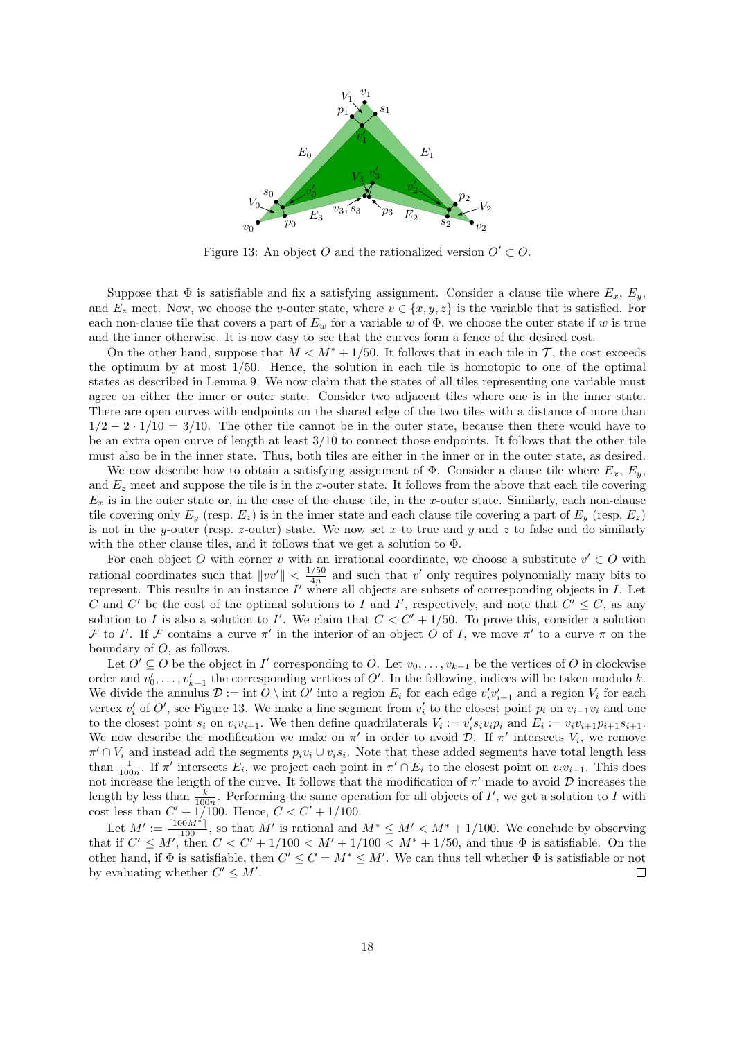Figure 13: An object $O$ and the rationalized version $O' \subset O$.

Suppose that $\Phi$ is satisfiable and fix a satisfying assignment. Consider a clause tile where $E_x$, $E_y$, and $E_z$ meet. Now, we choose the $v$-outer state, where $v \in \{x, y, z\}$ is the variable that is satisfied. For each non-clause tile that covers a part of $E_w$ for a variable $w$ of $\Phi$, we choose the outer state if $w$ is true and the inner otherwise. It is now easy to see that the curves form a fence of the desired cost.

On the other hand, suppose that $M < M^* + 1/50$. It follows that in each tile in $\mathcal{T}$, the cost exceeds the optimum by at most $1/50$. Hence, the solution in each tile is homotopic to one of the optimal states as described in Lemma 9. We now claim that the states of all tiles representing one variable must agree on either the inner or outer state. Consider two adjacent tiles where one is in the inner state. There are open curves with endpoints on the shared edge of the two tiles with a distance of more than $1/2 - 2 \cdot 1/10 = 3/10$. The other tile cannot be in the outer state, because then there would have to be an extra open curve of length at least $3/10$ to connect those endpoints. It follows that the other tile must also be in the inner state. Thus, both tiles are either in the inner or in the outer state, as desired.

We now describe how to obtain a satisfying assignment of $\Phi$. Consider a clause tile where $E_x$, $E_y$, and $E_z$ meet and suppose the tile is in the $x$-outer state. It follows from the above that each tile covering $E_x$ is in the outer state or, in the case of the clause tile, in the $x$-outer state. Similarly, each non-clause tile covering only $E_y$ (resp. $E_z$) is in the inner state and each clause tile covering a part of $E_y$ (resp. $E_z$) is not in the $y$-outer (resp. $z$-outer) state. We now set $x$ to true and $y$ and $z$ to false and do similarly with the other clause tiles, and it follows that we get a solution to $\Phi$.

For each object $O$ with corner $v$ with an irrational coordinate, we choose a substitute $v' \in O$ with rational coordinates such that $\|vv'\| < \frac{1/50}{4n}$ and such that $v'$ only requires polynomially many bits to represent. This results in an instance $I'$ where all objects are subsets of corresponding objects in $I$. Let $C$ and $C'$ be the cost of the optimal solutions to $I$ and $I'$, respectively, and note that $C' \leq C$, as any solution to $I$ is also a solution to $I'$. We claim that $C < C' + 1/50$. To prove this, consider a solution $\mathcal{F}$ to $I'$. If $\mathcal{F}$ contains a curve $\pi'$ in the interior of an object $O$ of $I$, we move $\pi'$ to a curve $\pi$ on the boundary of $O$, as follows.

Let $O' \subseteq O$ be the object in $I'$ corresponding to $O$. Let $v_0, \ldots, v_{k-1}$ be the vertices of $O$ in clockwise order and $v'_0, \ldots, v'_{k-1}$ the corresponding vertices of $O'$. In the following, indices will be taken modulo $k$. We divide the annulus $\mathcal{D} := \text{int}\, O \setminus \text{int}\, O'$ into a region $E_i$ for each edge $v'_i v'_{i+1}$ and a region $V_i$ for each vertex $v'_i$ of $O'$, see Figure 13. We make a line segment from $v'_i$ to the closest point $p_i$ on $v_{i-1}v_i$ and one to the closest point $s_i$ on $v_i v_{i+1}$. We then define quadrilaterals $V_i := v'_i s_i v_i p_i$ and $E_i := v_i v_{i+1} p_{i+1} s_{i+1}$. We now describe the modification we make on $\pi'$ in order to avoid $\mathcal{D}$. If $\pi'$ intersects $V_i$, we remove $\pi' \cap V_i$ and instead add the segments $p_i v_i \cup v_i s_i$. Note that these added segments have total length less than $\frac{1}{100n}$. If $\pi'$ intersects $E_i$, we project each point in $\pi' \cap E_i$ to the closest point on $v_i v_{i+1}$. This does not increase the length of the curve. It follows that the modification of $\pi'$ made to avoid $\mathcal{D}$ increases the length by less than $\frac{k}{100n}$. Performing the same operation for all objects of $I'$, we get a solution to $I$ with cost less than $C' + 1/100$. Hence, $C < C' + 1/100$.

Let $M' := \frac{\lceil 100M^* \rceil}{100}$, so that $M'$ is rational and $M^* \leq M' < M^* + 1/100$. We conclude by observing that if $C' \leq M'$, then $C < C' + 1/100 < M' + 1/100 < M^* + 1/50$, and thus $\Phi$ is satisfiable. On the other hand, if $\Phi$ is satisfiable, then $C' \leq C = M^* \leq M'$. We can thus tell whether $\Phi$ is satisfiable or not by evaluating whether $C' \leq M'$. ◻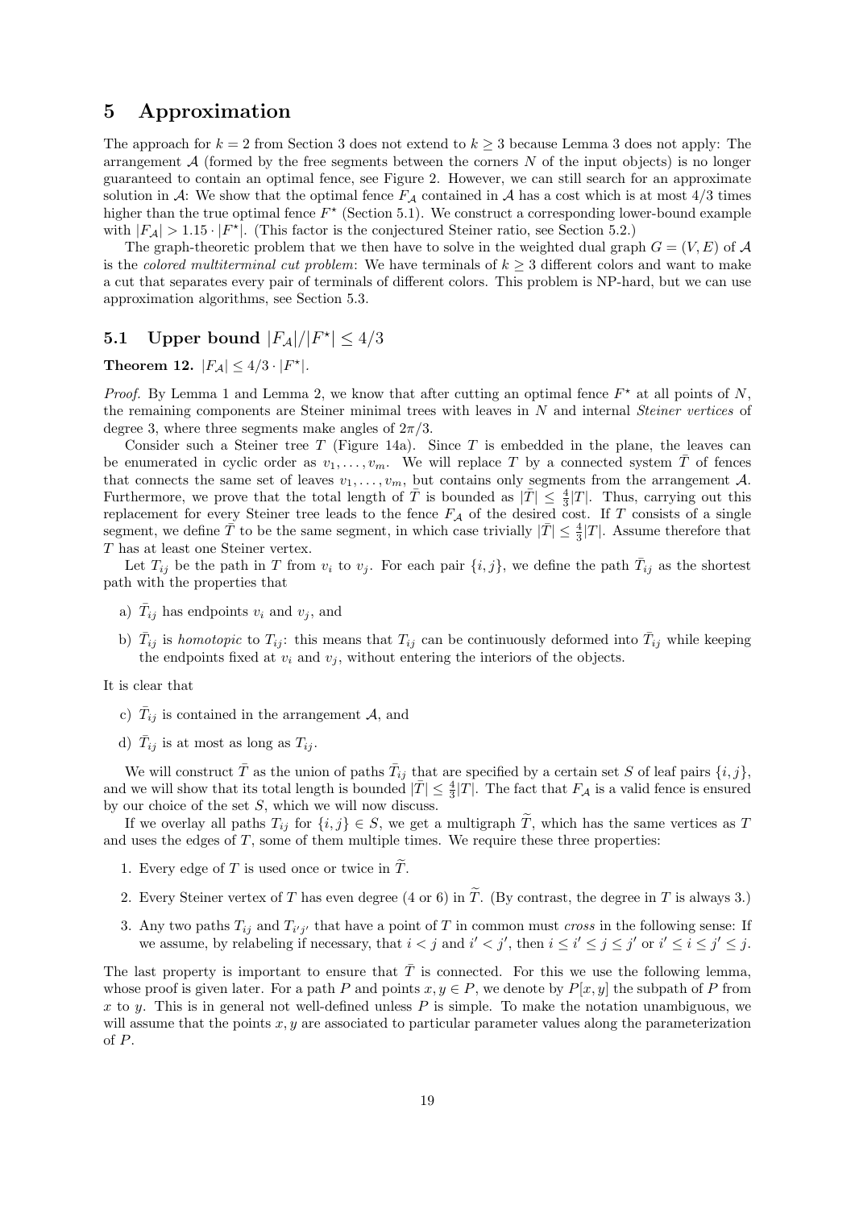## 5 Approximation

The approach for $k = 2$ from Section 3 does not extend to $k \geq 3$ because Lemma 3 does not apply: The arrangement $\mathcal{A}$ (formed by the free segments between the corners $N$ of the input objects) is no longer guaranteed to contain an optimal fence, see Figure 2. However, we can still search for an approximate solution in $\mathcal{A}$: We show that the optimal fence $F_{\mathcal{A}}$ contained in $\mathcal{A}$ has a cost which is at most 4/3 times higher than the true optimal fence $F^\star$ (Section 5.1). We construct a corresponding lower-bound example with $|F_{\mathcal{A}}| > 1.15 \cdot |F^\star|$. (This factor is the conjectured Steiner ratio, see Section 5.2.)

The graph-theoretic problem that we then have to solve in the weighted dual graph $G = (V, E)$ of $\mathcal{A}$ is the *colored multiterminal cut problem*: We have terminals of $k \geq 3$ different colors and want to make a cut that separates every pair of terminals of different colors. This problem is NP-hard, but we can use approximation algorithms, see Section 5.3.

### 5.1 Upper bound $|F_{\mathcal{A}}|/|F^\star| \leq 4/3$

**Theorem 12.** $|F_{\mathcal{A}}| \leq 4/3 \cdot |F^\star|$.

*Proof.* By Lemma 1 and Lemma 2, we know that after cutting an optimal fence $F^\star$ at all points of $N$, the remaining components are Steiner minimal trees with leaves in $N$ and internal *Steiner vertices* of degree 3, where three segments make angles of $2\pi/3$.

Consider such a Steiner tree $T$ (Figure 14a). Since $T$ is embedded in the plane, the leaves can be enumerated in cyclic order as $v_1, \ldots, v_m$. We will replace $T$ by a connected system $\bar{T}$ of fences that connects the same set of leaves $v_1, \ldots, v_m$, but contains only segments from the arrangement $\mathcal{A}$. Furthermore, we prove that the total length of $\bar{T}$ is bounded as $|\bar{T}| \leq \frac{4}{3}|T|$. Thus, carrying out this replacement for every Steiner tree leads to the fence $F_{\mathcal{A}}$ of the desired cost. If $T$ consists of a single segment, we define $\bar{T}$ to be the same segment, in which case trivially $|\bar{T}| \leq \frac{4}{3}|T|$. Assume therefore that $T$ has at least one Steiner vertex.

Let $T_{ij}$ be the path in $T$ from $v_i$ to $v_j$. For each pair $\{i, j\}$, we define the path $\bar{T}_{ij}$ as the shortest path with the properties that

a) $\bar{T}_{ij}$ has endpoints $v_i$ and $v_j$, and

b) $\bar{T}_{ij}$ is *homotopic* to $T_{ij}$: this means that $T_{ij}$ can be continuously deformed into $\bar{T}_{ij}$ while keeping the endpoints fixed at $v_i$ and $v_j$, without entering the interiors of the objects.

It is clear that

c) $\bar{T}_{ij}$ is contained in the arrangement $\mathcal{A}$, and

d) $\bar{T}_{ij}$ is at most as long as $T_{ij}$.

We will construct $\bar{T}$ as the union of paths $\bar{T}_{ij}$ that are specified by a certain set $S$ of leaf pairs $\{i, j\}$, and we will show that its total length is bounded $|\bar{T}| \leq \frac{4}{3}|T|$. The fact that $F_{\mathcal{A}}$ is a valid fence is ensured by our choice of the set $S$, which we will now discuss.

If we overlay all paths $T_{ij}$ for $\{i, j\} \in S$, we get a multigraph $\widetilde{T}$, which has the same vertices as $T$ and uses the edges of $T$, some of them multiple times. We require these three properties:

1. Every edge of $T$ is used once or twice in $\widetilde{T}$.
2. Every Steiner vertex of $T$ has even degree (4 or 6) in $\widetilde{T}$. (By contrast, the degree in $T$ is always 3.)
3. Any two paths $T_{ij}$ and $T_{i'j'}$ that have a point of $T$ in common must *cross* in the following sense: If we assume, by relabeling if necessary, that $i < j$ and $i' < j'$, then $i \leq i' \leq j \leq j'$ or $i' \leq i \leq j' \leq j$.

The last property is important to ensure that $\bar{T}$ is connected. For this we use the following lemma, whose proof is given later. For a path $P$ and points $x, y \in P$, we denote by $P[x, y]$ the subpath of $P$ from $x$ to $y$. This is in general not well-defined unless $P$ is simple. To make the notation unambiguous, we will assume that the points $x, y$ are associated to particular parameter values along the parameterization of $P$.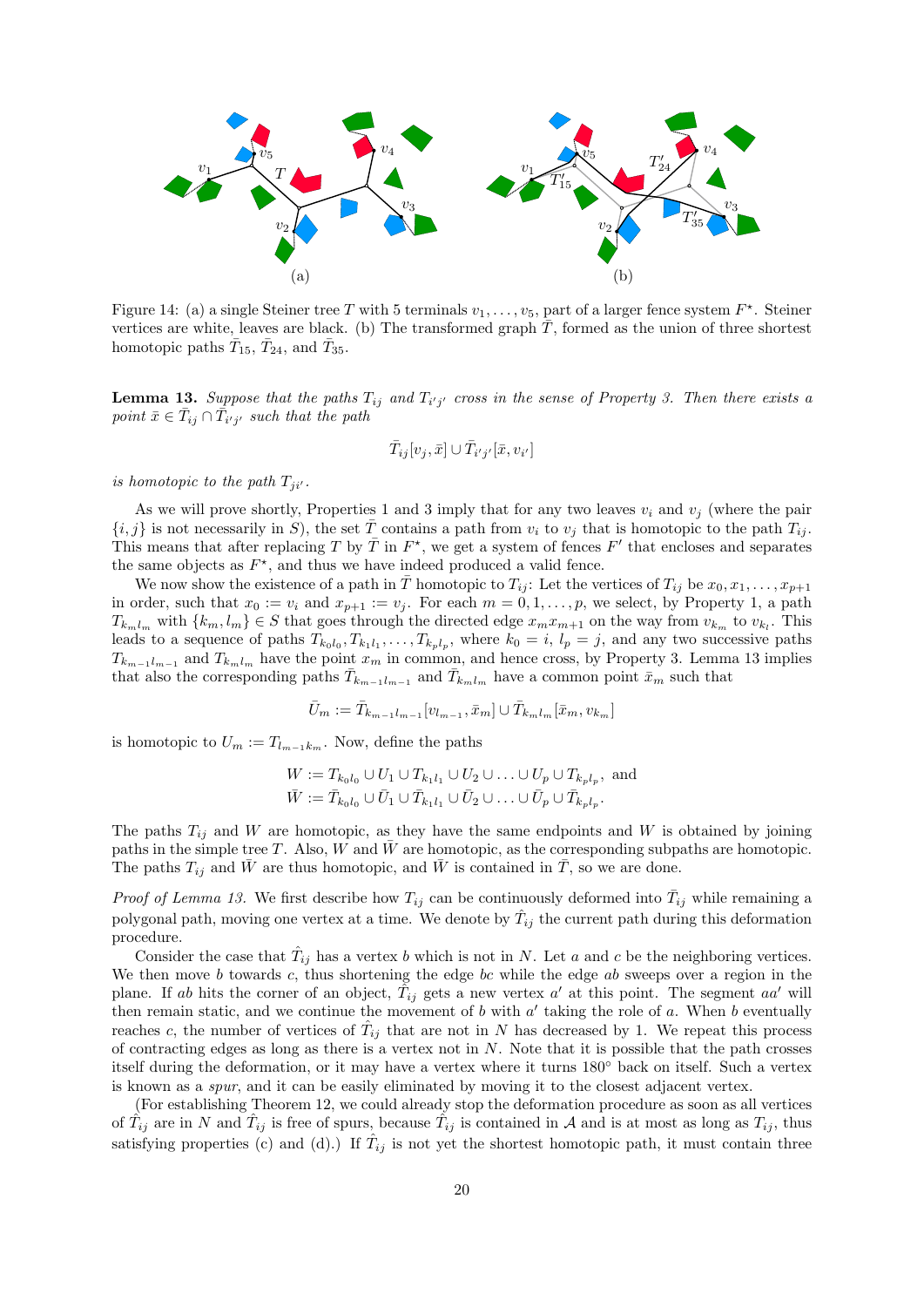Figure 14: (a) a single Steiner tree $T$ with 5 terminals $v_1, \ldots, v_5$, part of a larger fence system $F^\star$. Steiner vertices are white, leaves are black. (b) The transformed graph $\bar{T}$, formed as the union of three shortest homotopic paths $\bar{T}_{15}$, $\bar{T}_{24}$, and $\bar{T}_{35}$.

**Lemma 13.** *Suppose that the paths $T_{ij}$ and $T_{i'j'}$ cross in the sense of Property 3. Then there exists a point $\bar{x} \in \bar{T}_{ij} \cap \bar{T}_{i'j'}$ such that the path*

$$\bar{T}_{ij}[v_j, \bar{x}] \cup \bar{T}_{i'j'}[\bar{x}, v_{i'}]$$

*is homotopic to the path $T_{ji'}$.*

As we will prove shortly, Properties 1 and 3 imply that for any two leaves $v_i$ and $v_j$ (where the pair $\{i, j\}$ is not necessarily in $S$), the set $\bar{T}$ contains a path from $v_i$ to $v_j$ that is homotopic to the path $T_{ij}$. This means that after replacing $T$ by $\bar{T}$ in $F^\star$, we get a system of fences $F'$ that encloses and separates the same objects as $F^\star$, and thus we have indeed produced a valid fence.

We now show the existence of a path in $\bar{T}$ homotopic to $T_{ij}$: Let the vertices of $T_{ij}$ be $x_0, x_1, \ldots, x_{p+1}$ in order, such that $x_0 := v_i$ and $x_{p+1} := v_j$. For each $m = 0, 1, \ldots, p$, we select, by Property 1, a path $T_{k_m l_m}$ with $\{k_m, l_m\} \in S$ that goes through the directed edge $x_m x_{m+1}$ on the way from $v_{k_m}$ to $v_{k_l}$. This leads to a sequence of paths $T_{k_0 l_0}, T_{k_1 l_1}, \ldots, T_{k_p l_p}$, where $k_0 = i$, $l_p = j$, and any two successive paths $T_{k_{m-1} l_{m-1}}$ and $T_{k_m l_m}$ have the point $x_m$ in common, and hence cross, by Property 3. Lemma 13 implies that also the corresponding paths $\bar{T}_{k_{m-1} l_{m-1}}$ and $\bar{T}_{k_m l_m}$ have a common point $\bar{x}_m$ such that

$$\bar{U}_m := \bar{T}_{k_{m-1} l_{m-1}}[v_{l_{m-1}}, \bar{x}_m] \cup \bar{T}_{k_m l_m}[\bar{x}_m, v_{k_m}]$$

is homotopic to $U_m := T_{l_{m-1} k_m}$. Now, define the paths

$$W := T_{k_0 l_0} \cup U_1 \cup T_{k_1 l_1} \cup U_2 \cup \ldots \cup U_p \cup T_{k_p l_p}, \text{ and}$$
$$\bar{W} := \bar{T}_{k_0 l_0} \cup \bar{U}_1 \cup \bar{T}_{k_1 l_1} \cup \bar{U}_2 \cup \ldots \cup \bar{U}_p \cup \bar{T}_{k_p l_p}.$$

The paths $T_{ij}$ and $W$ are homotopic, as they have the same endpoints and $W$ is obtained by joining paths in the simple tree $T$. Also, $W$ and $\bar{W}$ are homotopic, as the corresponding subpaths are homotopic. The paths $T_{ij}$ and $\bar{W}$ are thus homotopic, and $\bar{W}$ is contained in $\bar{T}$, so we are done.

*Proof of Lemma 13.* We first describe how $T_{ij}$ can be continuously deformed into $\bar{T}_{ij}$ while remaining a polygonal path, moving one vertex at a time. We denote by $\hat{T}_{ij}$ the current path during this deformation procedure.

Consider the case that $\hat{T}_{ij}$ has a vertex $b$ which is not in $N$. Let $a$ and $c$ be the neighboring vertices. We then move $b$ towards $c$, thus shortening the edge $bc$ while the edge $ab$ sweeps over a region in the plane. If $ab$ hits the corner of an object, $\hat{T}_{ij}$ gets a new vertex $a'$ at this point. The segment $aa'$ will then remain static, and we continue the movement of $b$ with $a'$ taking the role of $a$. When $b$ eventually reaches $c$, the number of vertices of $\hat{T}_{ij}$ that are not in $N$ has decreased by 1. We repeat this process of contracting edges as long as there is a vertex not in $N$. Note that it is possible that the path crosses itself during the deformation, or it may have a vertex where it turns 180° back on itself. Such a vertex is known as a *spur*, and it can be easily eliminated by moving it to the closest adjacent vertex.

(For establishing Theorem 12, we could already stop the deformation procedure as soon as all vertices of $\hat{T}_{ij}$ are in $N$ and $\hat{T}_{ij}$ is free of spurs, because $\hat{T}_{ij}$ is contained in $\mathcal{A}$ and is at most as long as $T_{ij}$, thus satisfying properties (c) and (d).) If $\hat{T}_{ij}$ is not yet the shortest homotopic path, it must contain three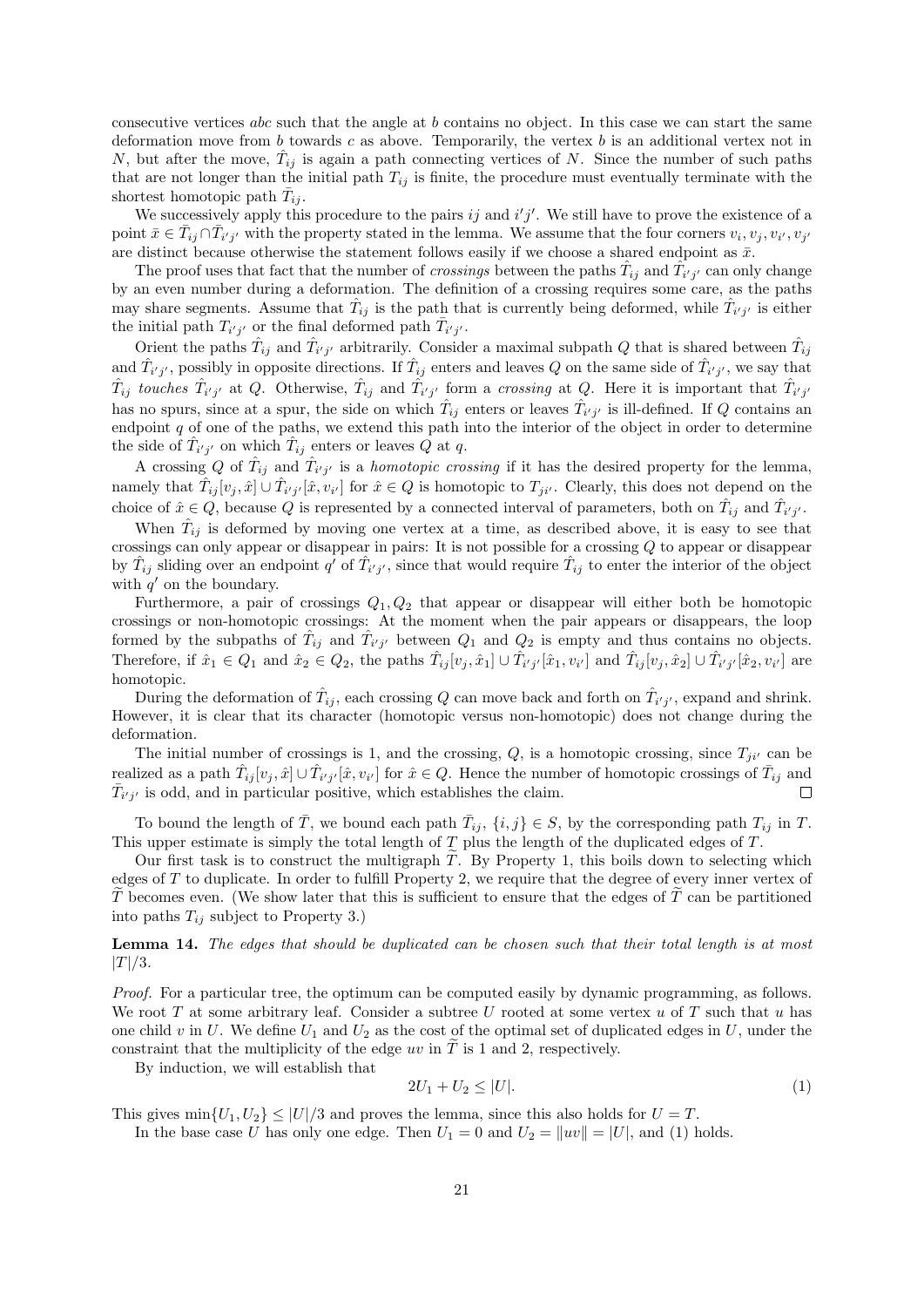consecutive vertices $abc$ such that the angle at $b$ contains no object. In this case we can start the same deformation move from $b$ towards $c$ as above. Temporarily, the vertex $b$ is an additional vertex not in $N$, but after the move, $\hat{T}_{ij}$ is again a path connecting vertices of $N$. Since the number of such paths that are not longer than the initial path $T_{ij}$ is finite, the procedure must eventually terminate with the shortest homotopic path $\bar{T}_{ij}$.

We successively apply this procedure to the pairs $ij$ and $i'j'$. We still have to prove the existence of a point $\bar{x} \in \bar{T}_{ij} \cap \bar{T}_{i'j'}$ with the property stated in the lemma. We assume that the four corners $v_i, v_j, v_{i'}, v_{j'}$ are distinct because otherwise the statement follows easily if we choose a shared endpoint as $\bar{x}$.

The proof uses that fact that the number of *crossings* between the paths $\hat{T}_{ij}$ and $\hat{T}_{i'j'}$ can only change by an even number during a deformation. The definition of a crossing requires some care, as the paths may share segments. Assume that $\hat{T}_{ij}$ is the path that is currently being deformed, while $\hat{T}_{i'j'}$ is either the initial path $T_{i'j'}$ or the final deformed path $\bar{T}_{i'j'}$.

Orient the paths $\hat{T}_{ij}$ and $\hat{T}_{i'j'}$ arbitrarily. Consider a maximal subpath $Q$ that is shared between $\hat{T}_{ij}$ and $\hat{T}_{i'j'}$, possibly in opposite directions. If $\hat{T}_{ij}$ enters and leaves $Q$ on the same side of $\hat{T}_{i'j'}$, we say that $\hat{T}_{ij}$ *touches* $\hat{T}_{i'j'}$ at $Q$. Otherwise, $\hat{T}_{ij}$ and $\hat{T}_{i'j'}$ form a *crossing* at $Q$. Here it is important that $\hat{T}_{i'j'}$ has no spurs, since at a spur, the side on which $\hat{T}_{ij}$ enters or leaves $\hat{T}_{i'j'}$ is ill-defined. If $Q$ contains an endpoint $q$ of one of the paths, we extend this path into the interior of the object in order to determine the side of $\hat{T}_{i'j'}$ on which $\hat{T}_{ij}$ enters or leaves $Q$ at $q$.

A crossing $Q$ of $\hat{T}_{ij}$ and $\hat{T}_{i'j'}$ is a *homotopic crossing* if it has the desired property for the lemma, namely that $\hat{T}_{ij}[v_j, \hat{x}] \cup \hat{T}_{i'j'}[\hat{x}, v_{i'}]$ for $\hat{x} \in Q$ is homotopic to $T_{ji'}$. Clearly, this does not depend on the choice of $\hat{x} \in Q$, because $Q$ is represented by a connected interval of parameters, both on $\hat{T}_{ij}$ and $\hat{T}_{i'j'}$.

When $\hat{T}_{ij}$ is deformed by moving one vertex at a time, as described above, it is easy to see that crossings can only appear or disappear in pairs: It is not possible for a crossing $Q$ to appear or disappear by $\hat{T}_{ij}$ sliding over an endpoint $q'$ of $\hat{T}_{i'j'}$, since that would require $\hat{T}_{ij}$ to enter the interior of the object with $q'$ on the boundary.

Furthermore, a pair of crossings $Q_1, Q_2$ that appear or disappear will either both be homotopic crossings or non-homotopic crossings: At the moment when the pair appears or disappears, the loop formed by the subpaths of $\hat{T}_{ij}$ and $\hat{T}_{i'j'}$ between $Q_1$ and $Q_2$ is empty and thus contains no objects. Therefore, if $\hat{x}_1 \in Q_1$ and $\hat{x}_2 \in Q_2$, the paths $\hat{T}_{ij}[v_j, \hat{x}_1] \cup \hat{T}_{i'j'}[\hat{x}_1, v_{i'}]$ and $\hat{T}_{ij}[v_j, \hat{x}_2] \cup \hat{T}_{i'j'}[\hat{x}_2, v_{i'}]$ are homotopic.

During the deformation of $\hat{T}_{ij}$, each crossing $Q$ can move back and forth on $\hat{T}_{i'j'}$, expand and shrink. However, it is clear that its character (homotopic versus non-homotopic) does not change during the deformation.

The initial number of crossings is 1, and the crossing, $Q$, is a homotopic crossing, since $T_{ji'}$ can be realized as a path $\hat{T}_{ij}[v_j, \hat{x}] \cup \hat{T}_{i'j'}[\hat{x}, v_{i'}]$ for $\hat{x} \in Q$. Hence the number of homotopic crossings of $\bar{T}_{ij}$ and $\bar{T}_{i'j'}$ is odd, and in particular positive, which establishes the claim. ☐

To bound the length of $\bar{T}$, we bound each path $\bar{T}_{ij}$, $\{i, j\} \in S$, by the corresponding path $T_{ij}$ in $T$. This upper estimate is simply the total length of $T$ plus the length of the duplicated edges of $T$.

Our first task is to construct the multigraph $\widetilde{T}$. By Property 1, this boils down to selecting which edges of $T$ to duplicate. In order to fulfill Property 2, we require that the degree of every inner vertex of $\widetilde{T}$ becomes even. (We show later that this is sufficient to ensure that the edges of $\widetilde{T}$ can be partitioned into paths $T_{ij}$ subject to Property 3.)

**Lemma 14.** *The edges that should be duplicated can be chosen such that their total length is at most $|T|/3$.*

*Proof.* For a particular tree, the optimum can be computed easily by dynamic programming, as follows. We root $T$ at some arbitrary leaf. Consider a subtree $U$ rooted at some vertex $u$ of $T$ such that $u$ has one child $v$ in $U$. We define $U_1$ and $U_2$ as the cost of the optimal set of duplicated edges in $U$, under the constraint that the multiplicity of the edge $uv$ in $\widetilde{T}$ is 1 and 2, respectively.

By induction, we will establish that

$$2U_1 + U_2 \leq |U|. \tag{1}$$

This gives $\min\{U_1, U_2\} \leq |U|/3$ and proves the lemma, since this also holds for $U = T$.

In the base case $U$ has only one edge. Then $U_1 = 0$ and $U_2 = \|uv\| = |U|$, and (1) holds.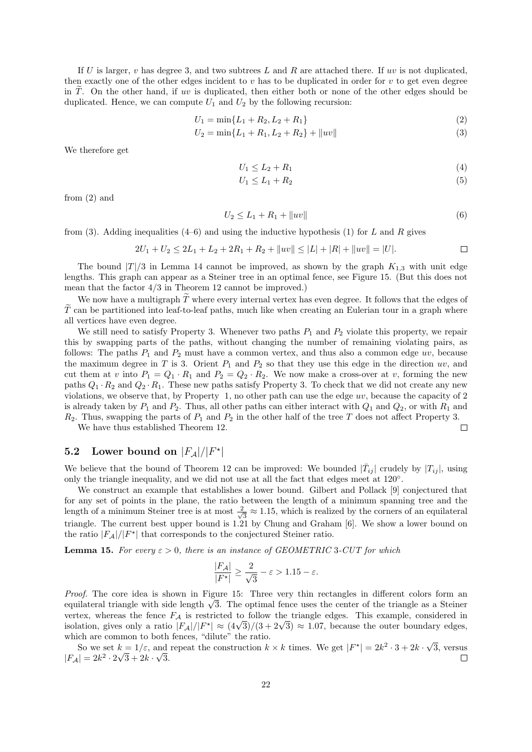If $U$ is larger, $v$ has degree 3, and two subtrees $L$ and $R$ are attached there. If $uv$ is not duplicated, then exactly one of the other edges incident to $v$ has to be duplicated in order for $v$ to get even degree in $\widetilde{T}$. On the other hand, if $uv$ is duplicated, then either both or none of the other edges should be duplicated. Hence, we can compute $U_1$ and $U_2$ by the following recursion:

$$U_1 = \min\{L_1 + R_2, L_2 + R_1\} \tag{2}$$

$$U_2 = \min\{L_1 + R_1, L_2 + R_2\} + \|uv\| \tag{3}$$

We therefore get

$$U_1 \le L_2 + R_1 \tag{4}$$

$$U_1 \le L_1 + R_2 \tag{5}$$

from (2) and

$$U_2 \le L_1 + R_1 + \|uv\| \tag{6}$$

from (3). Adding inequalities (4–6) and using the inductive hypothesis (1) for $L$ and $R$ gives

$$2U_1 + U_2 \le 2L_1 + L_2 + 2R_1 + R_2 + \|uv\| \le |L| + |R| + \|uv\| = |U|. \qquad \square$$

The bound $|T|/3$ in Lemma 14 cannot be improved, as shown by the graph $K_{1,3}$ with unit edge lengths. This graph can appear as a Steiner tree in an optimal fence, see Figure 15. (But this does not mean that the factor 4/3 in Theorem 12 cannot be improved.)

We now have a multigraph $\widetilde{T}$ where every internal vertex has even degree. It follows that the edges of $\widetilde{T}$ can be partitioned into leaf-to-leaf paths, much like when creating an Eulerian tour in a graph where all vertices have even degree.

We still need to satisfy Property 3. Whenever two paths $P_1$ and $P_2$ violate this property, we repair this by swapping parts of the paths, without changing the number of remaining violating pairs, as follows: The paths $P_1$ and $P_2$ must have a common vertex, and thus also a common edge $uv$, because the maximum degree in $T$ is 3. Orient $P_1$ and $P_2$ so that they use this edge in the direction $uv$, and cut them at $v$ into $P_1 = Q_1 \cdot R_1$ and $P_2 = Q_2 \cdot R_2$. We now make a cross-over at $v$, forming the new paths $Q_1 \cdot R_2$ and $Q_2 \cdot R_1$. These new paths satisfy Property 3. To check that we did not create any new violations, we observe that, by Property 1, no other path can use the edge $uv$, because the capacity of 2 is already taken by $P_1$ and $P_2$. Thus, all other paths can either interact with $Q_1$ and $Q_2$, or with $R_1$ and $R_2$. Thus, swapping the parts of $P_1$ and $P_2$ in the other half of the tree $T$ does not affect Property 3.

We have thus established Theorem 12. $\square$

## 5.2 Lower bound on $|F_{\mathcal{A}}|/|F^\star|$

We believe that the bound of Theorem 12 can be improved: We bounded $|\bar{T}_{ij}|$ crudely by $|T_{ij}|$, using only the triangle inequality, and we did not use at all the fact that edges meet at 120°.

We construct an example that establishes a lower bound. Gilbert and Pollack [9] conjectured that for any set of points in the plane, the ratio between the length of a minimum spanning tree and the length of a minimum Steiner tree is at most $\frac{2}{\sqrt{3}} \approx 1.15$, which is realized by the corners of an equilateral triangle. The current best upper bound is 1.21 by Chung and Graham [6]. We show a lower bound on the ratio $|F_{\mathcal{A}}|/|F^\star|$ that corresponds to the conjectured Steiner ratio.

**Lemma 15.** *For every $\varepsilon > 0$, there is an instance of GEOMETRIC 3-CUT for which*

$$\frac{|F_{\mathcal{A}}|}{|F^\star|} \ge \frac{2}{\sqrt{3}} - \varepsilon > 1.15 - \varepsilon.$$

*Proof.* The core idea is shown in Figure 15: Three very thin rectangles in different colors form an equilateral triangle with side length $\sqrt{3}$. The optimal fence uses the center of the triangle as a Steiner vertex, whereas the fence $F_{\mathcal{A}}$ is restricted to follow the triangle edges. This example, considered in isolation, gives only a ratio $|F_{\mathcal{A}}|/|F^\star| \approx (4\sqrt{3})/(3 + 2\sqrt{3}) \approx 1.07$, because the outer boundary edges, which are common to both fences, "dilute" the ratio.

So we set $k = 1/\varepsilon$, and repeat the construction $k \times k$ times. We get $|F^\star| = 2k^2 \cdot 3 + 2k \cdot \sqrt{3}$, versus $|F_{\mathcal{A}}| = 2k^2 \cdot 2\sqrt{3} + 2k \cdot \sqrt{3}$. $\square$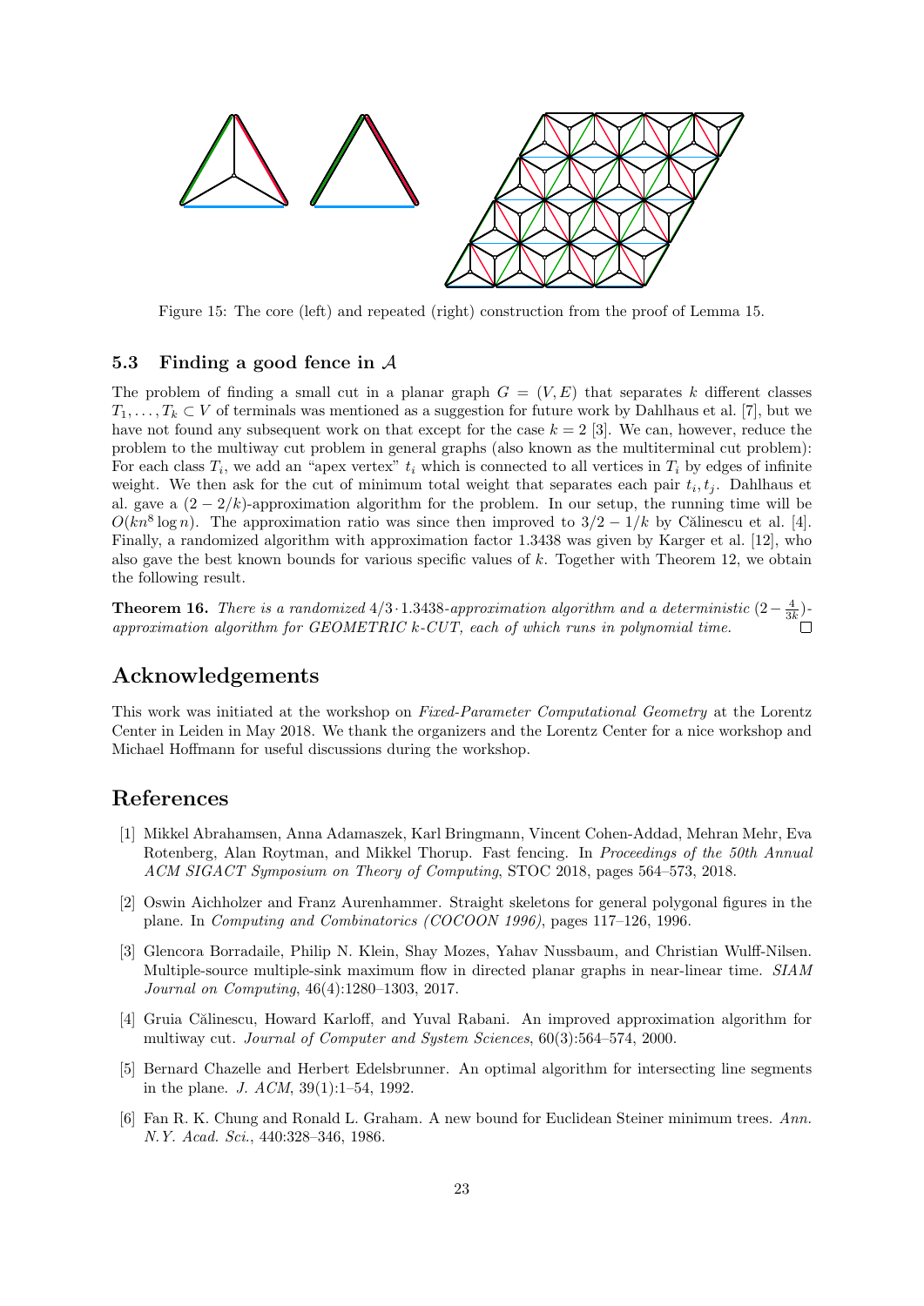Figure 15: The core (left) and repeated (right) construction from the proof of Lemma 15.

### 5.3 Finding a good fence in $\mathcal{A}$

The problem of finding a small cut in a planar graph $G = (V, E)$ that separates $k$ different classes $T_1, \ldots, T_k \subset V$ of terminals was mentioned as a suggestion for future work by Dahlhaus et al. [7], but we have not found any subsequent work on that except for the case $k = 2$ [3]. We can, however, reduce the problem to the multiway cut problem in general graphs (also known as the multiterminal cut problem): For each class $T_i$, we add an "apex vertex" $t_i$ which is connected to all vertices in $T_i$ by edges of infinite weight. We then ask for the cut of minimum total weight that separates each pair $t_i, t_j$. Dahlhaus et al. gave a $(2 - 2/k)$-approximation algorithm for the problem. In our setup, the running time will be $O(kn^8 \log n)$. The approximation ratio was since then improved to $3/2 - 1/k$ by Călinescu et al. [4]. Finally, a randomized algorithm with approximation factor 1.3438 was given by Karger et al. [12], who also gave the best known bounds for various specific values of $k$. Together with Theorem 12, we obtain the following result.

**Theorem 16.** *There is a randomized $4/3 \cdot 1.3438$-approximation algorithm and a deterministic $(2 - \frac{4}{3k})$-approximation algorithm for GEOMETRIC $k$-CUT, each of which runs in polynomial time.* □

## Acknowledgements

This work was initiated at the workshop on *Fixed-Parameter Computational Geometry* at the Lorentz Center in Leiden in May 2018. We thank the organizers and the Lorentz Center for a nice workshop and Michael Hoffmann for useful discussions during the workshop.

## References

[1] Mikkel Abrahamsen, Anna Adamaszek, Karl Bringmann, Vincent Cohen-Addad, Mehran Mehr, Eva Rotenberg, Alan Roytman, and Mikkel Thorup. Fast fencing. In *Proceedings of the 50th Annual ACM SIGACT Symposium on Theory of Computing*, STOC 2018, pages 564–573, 2018.

[2] Oswin Aichholzer and Franz Aurenhammer. Straight skeletons for general polygonal figures in the plane. In *Computing and Combinatorics (COCOON 1996)*, pages 117–126, 1996.

[3] Glencora Borradaile, Philip N. Klein, Shay Mozes, Yahav Nussbaum, and Christian Wulff-Nilsen. Multiple-source multiple-sink maximum flow in directed planar graphs in near-linear time. *SIAM Journal on Computing*, 46(4):1280–1303, 2017.

[4] Gruia Călinescu, Howard Karloff, and Yuval Rabani. An improved approximation algorithm for multiway cut. *Journal of Computer and System Sciences*, 60(3):564–574, 2000.

[5] Bernard Chazelle and Herbert Edelsbrunner. An optimal algorithm for intersecting line segments in the plane. *J. ACM*, 39(1):1–54, 1992.

[6] Fan R. K. Chung and Ronald L. Graham. A new bound for Euclidean Steiner minimum trees. *Ann. N.Y. Acad. Sci.*, 440:328–346, 1986.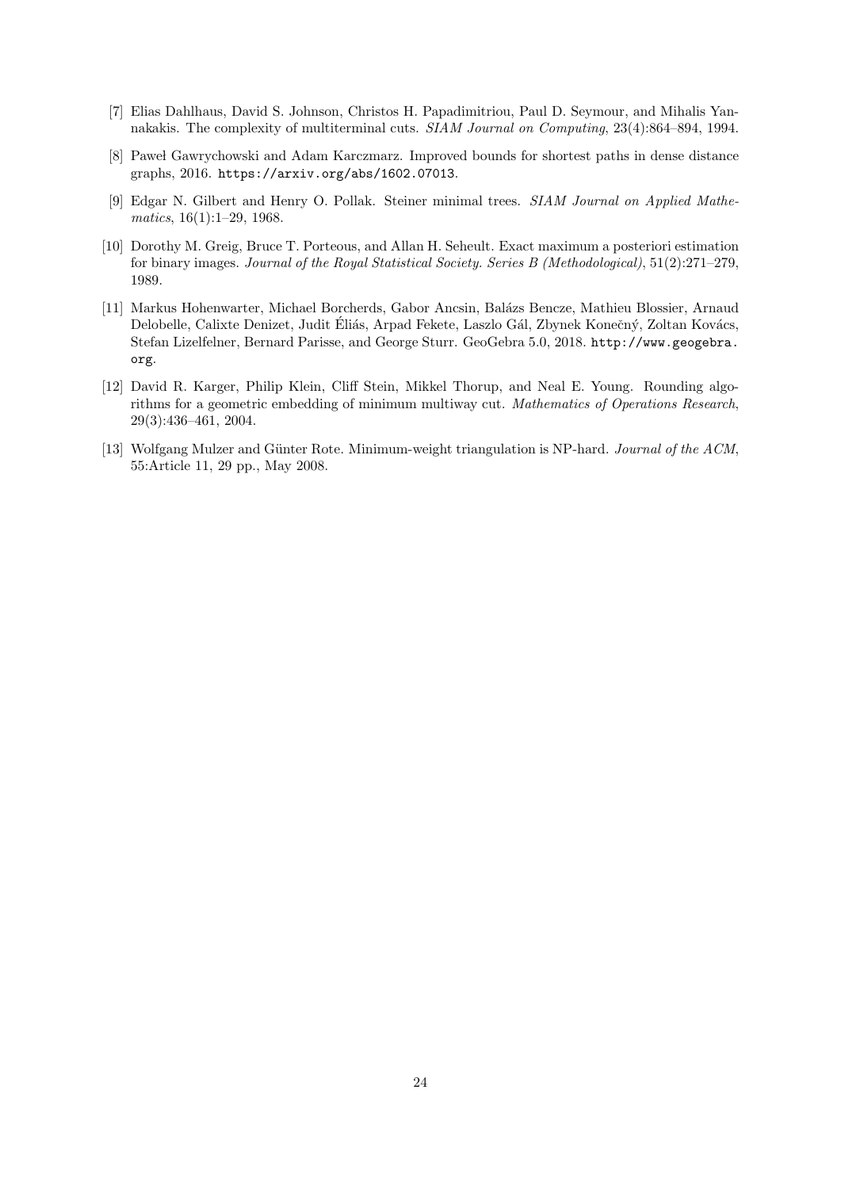[7] Elias Dahlhaus, David S. Johnson, Christos H. Papadimitriou, Paul D. Seymour, and Mihalis Yannakakis. The complexity of multiterminal cuts. *SIAM Journal on Computing*, 23(4):864–894, 1994.

[8] Paweł Gawrychowski and Adam Karczmarz. Improved bounds for shortest paths in dense distance graphs, 2016. `https://arxiv.org/abs/1602.07013`.

[9] Edgar N. Gilbert and Henry O. Pollak. Steiner minimal trees. *SIAM Journal on Applied Mathematics*, 16(1):1–29, 1968.

[10] Dorothy M. Greig, Bruce T. Porteous, and Allan H. Seheult. Exact maximum a posteriori estimation for binary images. *Journal of the Royal Statistical Society. Series B (Methodological)*, 51(2):271–279, 1989.

[11] Markus Hohenwarter, Michael Borcherds, Gabor Ancsin, Balázs Bencze, Mathieu Blossier, Arnaud Delobelle, Calixte Denizet, Judit Éliás, Arpad Fekete, Laszlo Gál, Zbynek Konečný, Zoltan Kovács, Stefan Lizelfelner, Bernard Parisse, and George Sturr. GeoGebra 5.0, 2018. `http://www.geogebra.org`.

[12] David R. Karger, Philip Klein, Cliff Stein, Mikkel Thorup, and Neal E. Young. Rounding algorithms for a geometric embedding of minimum multiway cut. *Mathematics of Operations Research*, 29(3):436–461, 2004.

[13] Wolfgang Mulzer and Günter Rote. Minimum-weight triangulation is NP-hard. *Journal of the ACM*, 55:Article 11, 29 pp., May 2008.